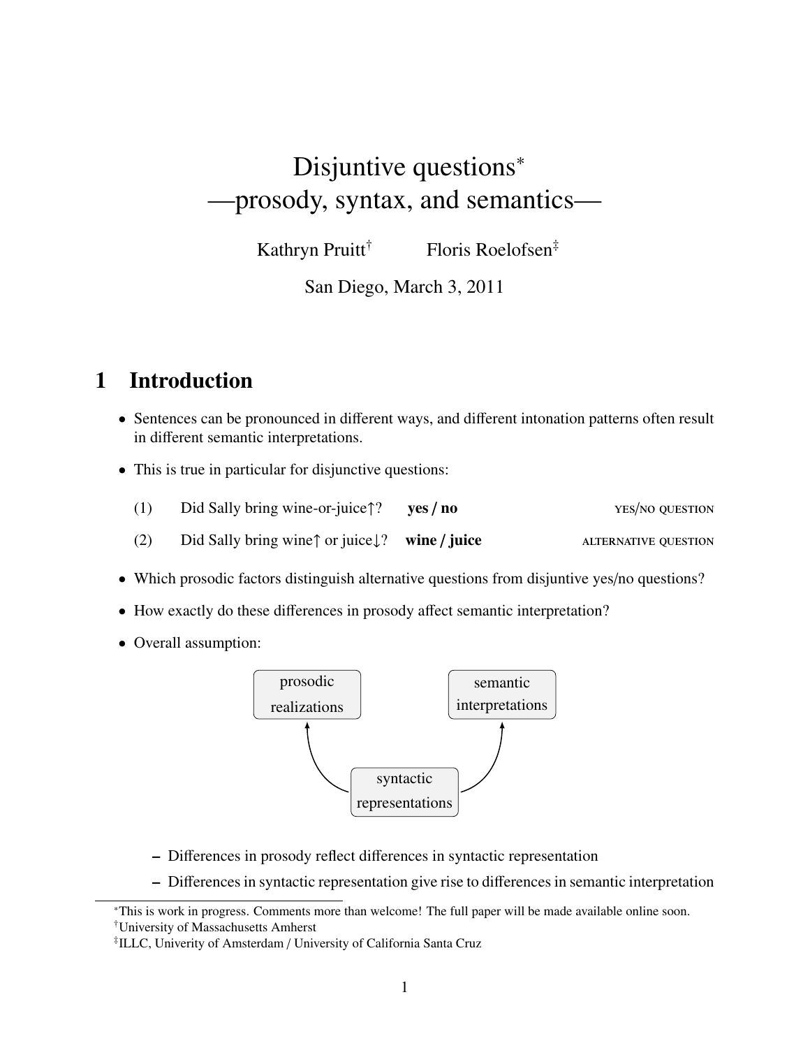# Disjuntive questions*
# —prosody, syntax, and semantics—

Kathryn Pruitt[†] Floris Roelofsen[‡]

San Diego, March 3, 2011

## 1 Introduction

- Sentences can be pronounced in different ways, and different intonation patterns often result in different semantic interpretations.
- This is true in particular for disjunctive questions:

(1) Did Sally bring wine-or-juice↑? **yes / no** YES/NO QUESTION

(2) Did Sally bring wine↑ or juice↓? **wine / juice** ALTERNATIVE QUESTION

- Which prosodic factors distinguish alternative questions from disjuntive yes/no questions?
- How exactly do these differences in prosody affect semantic interpretation?
- Overall assumption:

prosodic realizations ← syntactic representations → semantic interpretations

  – Differences in prosody reflect differences in syntactic representation
  – Differences in syntactic representation give rise to differences in semantic interpretation

---

*This is work in progress. Comments more than welcome! The full paper will be made available online soon.

[†]University of Massachusetts Amherst

[‡]ILLC, Univerity of Amsterdam / University of California Santa Cruz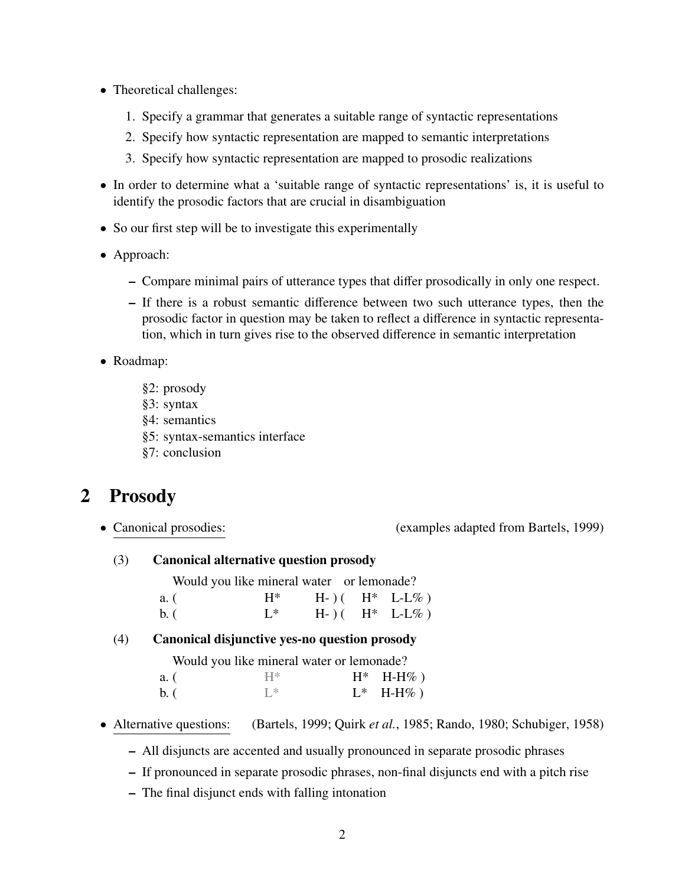- Theoretical challenges:
  1. Specify a grammar that generates a suitable range of syntactic representations
  2. Specify how syntactic representation are mapped to semantic interpretations
  3. Specify how syntactic representation are mapped to prosodic realizations
- In order to determine what a 'suitable range of syntactic representations' is, it is useful to identify the prosodic factors that are crucial in disambiguation
- So our first step will be to investigate this experimentally
- Approach:
  - Compare minimal pairs of utterance types that differ prosodically in only one respect.
  - If there is a robust semantic difference between two such utterance types, then the prosodic factor in question may be taken to reflect a difference in syntactic representation, which in turn gives rise to the observed difference in semantic interpretation
- Roadmap:

  §2: prosody
  §3: syntax
  §4: semantics
  §5: syntax-semantics interface
  §7: conclusion

# 2 Prosody

- Canonical prosodies: (examples adapted from Bartels, 1999)

(3) **Canonical alternative question prosody**

```
     Would you like mineral water    or lemonade?
a. (                  H*        H- ) (   H*   L-L% )
b. (                  L*        H- ) (   H*   L-L% )
```

(4) **Canonical disjunctive yes-no question prosody**

```
     Would you like mineral water or lemonade?
a. (                  H*                 H*   H-H% )
b. (                  L*                 L*   H-H% )
```

- Alternative questions: (Bartels, 1999; Quirk *et al.*, 1985; Rando, 1980; Schubiger, 1958)
  - All disjuncts are accented and usually pronounced in separate prosodic phrases
  - If pronounced in separate prosodic phrases, non-final disjuncts end with a pitch rise
  - The final disjunct ends with falling intonation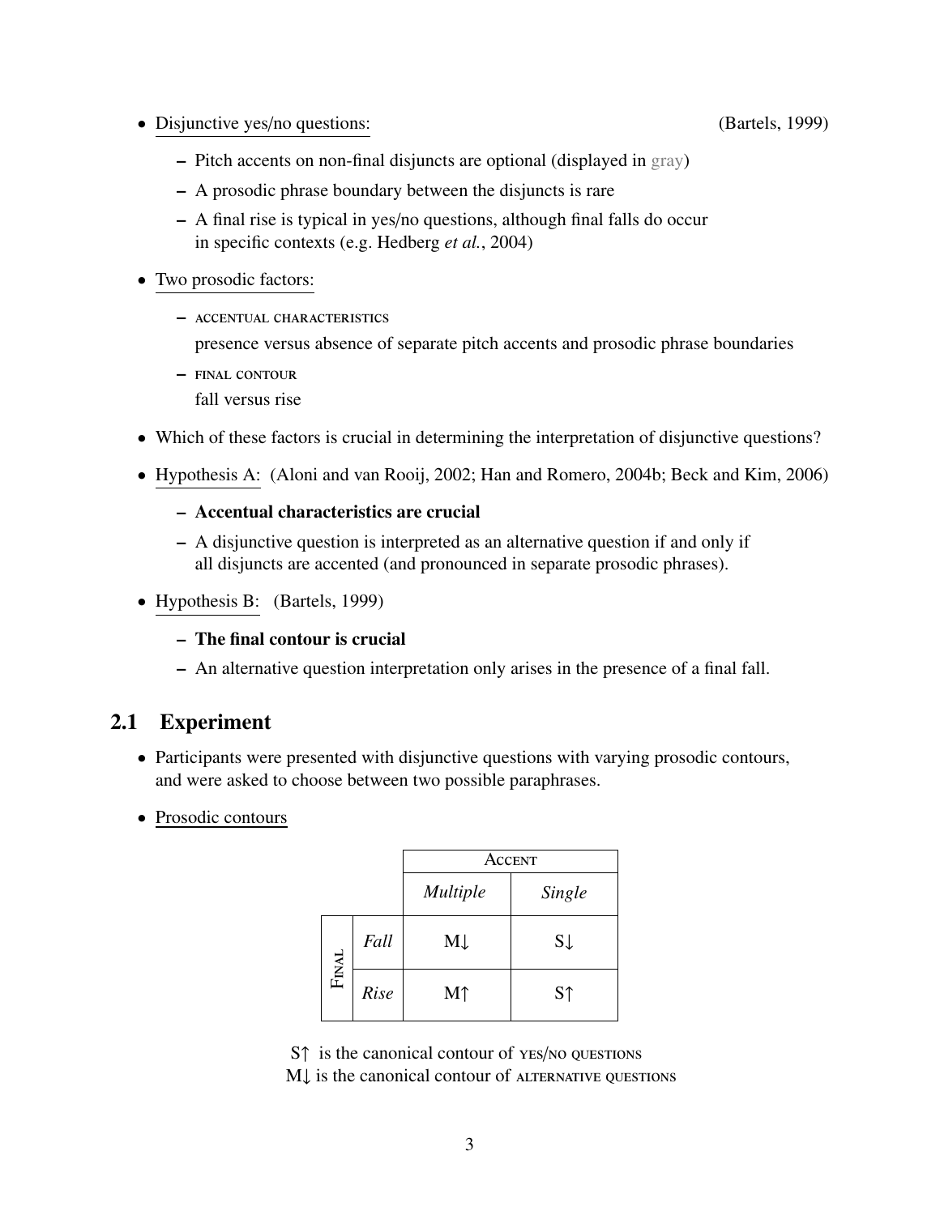- Disjunctive yes/no questions: (Bartels, 1999)
  - Pitch accents on non-final disjuncts are optional (displayed in gray)
  - A prosodic phrase boundary between the disjuncts is rare
  - A final rise is typical in yes/no questions, although final falls do occur in specific contexts (e.g. Hedberg *et al.*, 2004)
- Two prosodic factors:
  - ACCENTUAL CHARACTERISTICS
    presence versus absence of separate pitch accents and prosodic phrase boundaries
  - FINAL CONTOUR
    fall versus rise
- Which of these factors is crucial in determining the interpretation of disjunctive questions?
- Hypothesis A: (Aloni and van Rooij, 2002; Han and Romero, 2004b; Beck and Kim, 2006)
  - **Accentual characteristics are crucial**
  - A disjunctive question is interpreted as an alternative question if and only if all disjuncts are accented (and pronounced in separate prosodic phrases).
- Hypothesis B: (Bartels, 1999)
  - **The final contour is crucial**
  - An alternative question interpretation only arises in the presence of a final fall.

## 2.1 Experiment

- Participants were presented with disjunctive questions with varying prosodic contours, and were asked to choose between two possible paraphrases.
- Prosodic contours

| | | ACCENT | |
|---|---|---|---|
| | | *Multiple* | *Single* |
| FINAL | *Fall* | M↓ | S↓ |
| | *Rise* | M↑ | S↑ |

S↑ is the canonical contour of YES/NO QUESTIONS
M↓ is the canonical contour of ALTERNATIVE QUESTIONS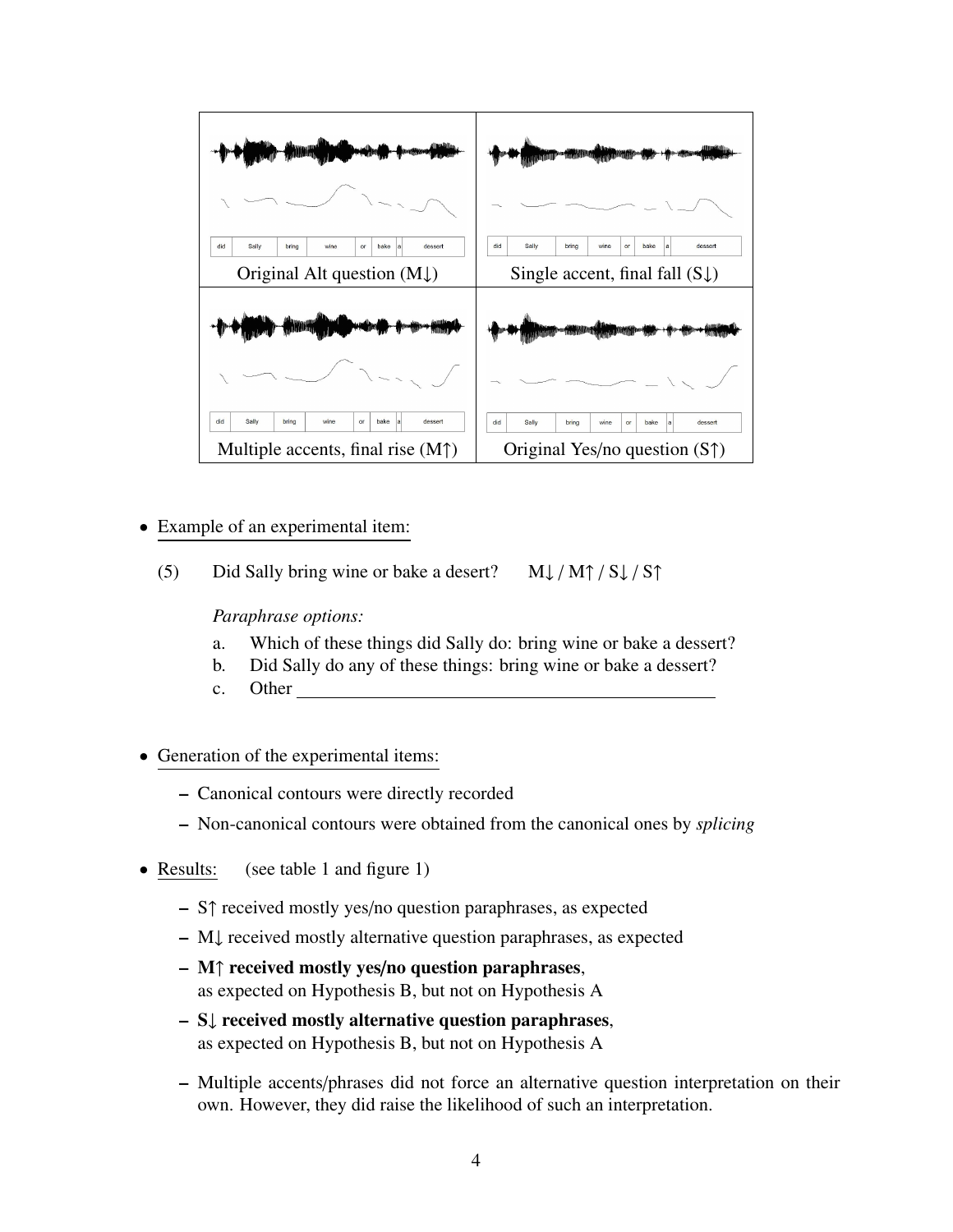| Original Alt question (M↓) | Single accent, final fall (S↓) |
| --- | --- |
| Multiple accents, final rise (M↑) | Original Yes/no question (S↑) |

- Example of an experimental item:

  (5) Did Sally bring wine or bake a desert? M↓ / M↑ / S↓ / S↑

  *Paraphrase options:*

  a. Which of these things did Sally do: bring wine or bake a dessert?
  b. Did Sally do any of these things: bring wine or bake a dessert?
  c. Other ________________________________________________

- Generation of the experimental items:
  - Canonical contours were directly recorded
  - Non-canonical contours were obtained from the canonical ones by *splicing*

- Results: (see table 1 and figure 1)
  - S↑ received mostly yes/no question paraphrases, as expected
  - M↓ received mostly alternative question paraphrases, as expected
  - **M↑ received mostly yes/no question paraphrases**, as expected on Hypothesis B, but not on Hypothesis A
  - **S↓ received mostly alternative question paraphrases**, as expected on Hypothesis B, but not on Hypothesis A
  - Multiple accents/phrases did not force an alternative question interpretation on their own. However, they did raise the likelihood of such an interpretation.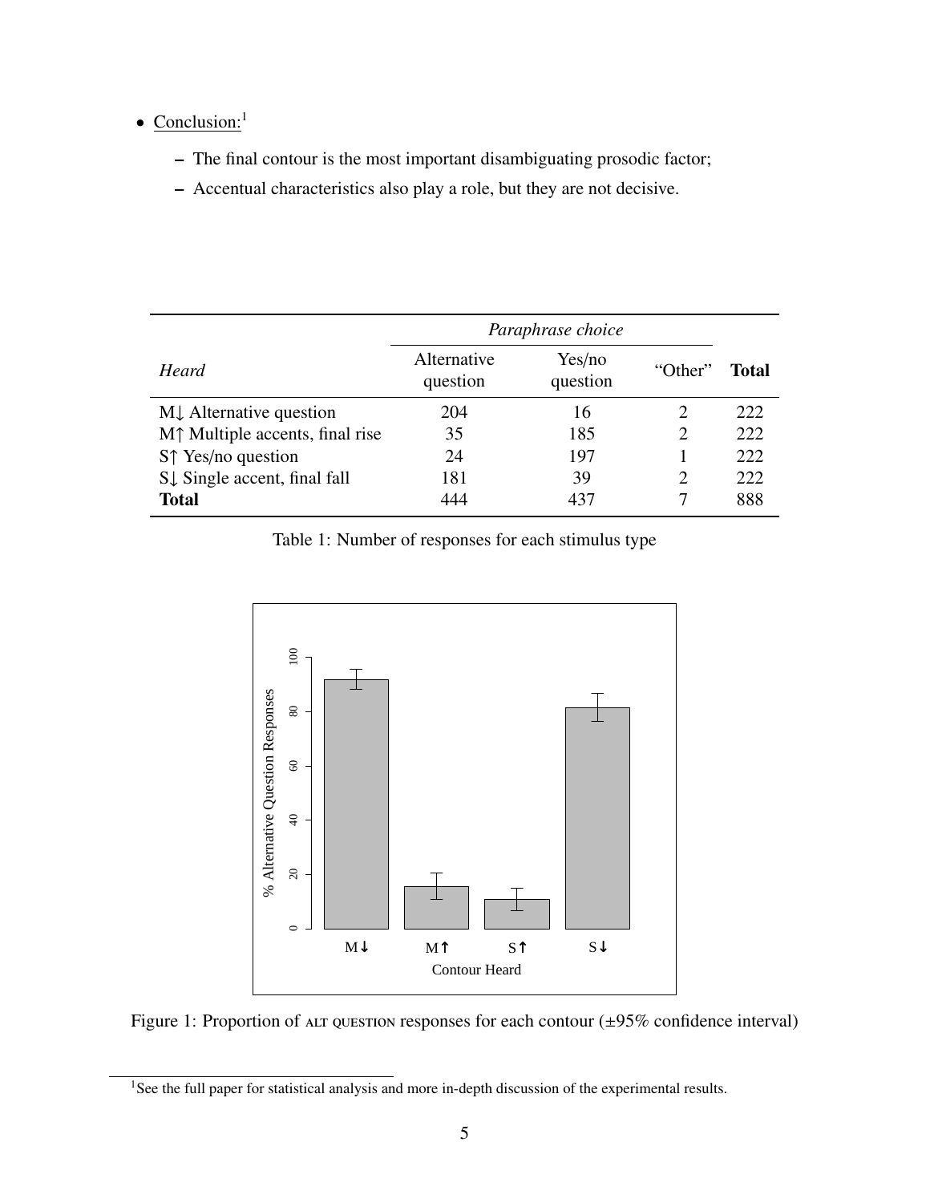- Conclusion:[1]
  - The final contour is the most important disambiguating prosodic factor;
  - Accentual characteristics also play a role, but they are not decisive.

| *Heard* | *Paraphrase choice* | | | **Total** |
|---|---|---|---|---|
| | Alternative question | Yes/no question | "Other" | |
| M↓ Alternative question | 204 | 16 | 2 | 222 |
| M↑ Multiple accents, final rise | 35 | 185 | 2 | 222 |
| S↑ Yes/no question | 24 | 197 | 1 | 222 |
| S↓ Single accent, final fall | 181 | 39 | 2 | 222 |
| **Total** | 444 | 437 | 7 | 888 |

Table 1: Number of responses for each stimulus type

Figure 1: Proportion of ALT QUESTION responses for each contour (±95% confidence interval)

[1] See the full paper for statistical analysis and more in-depth discussion of the experimental results.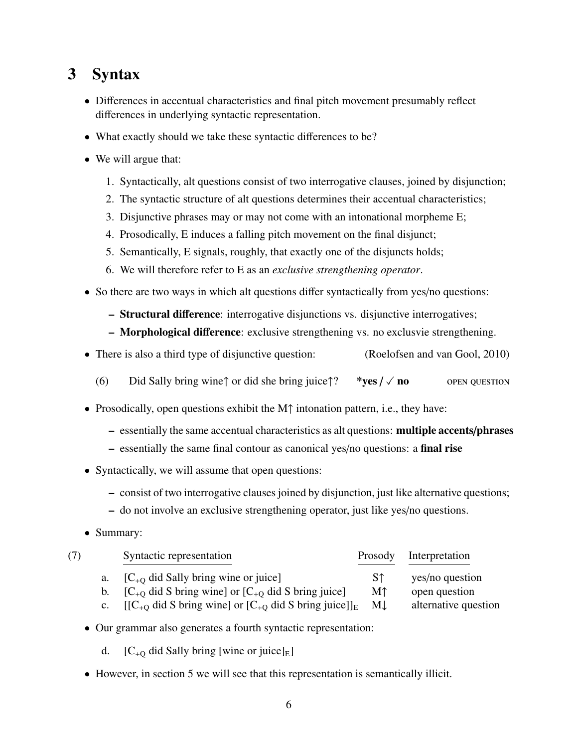## 3 Syntax

- Differences in accentual characteristics and final pitch movement presumably reflect differences in underlying syntactic representation.
- What exactly should we take these syntactic differences to be?
- We will argue that:
  1. Syntactically, alt questions consist of two interrogative clauses, joined by disjunction;
  2. The syntactic structure of alt questions determines their accentual characteristics;
  3. Disjunctive phrases may or may not come with an intonational morpheme E;
  4. Prosodically, E induces a falling pitch movement on the final disjunct;
  5. Semantically, E signals, roughly, that exactly one of the disjuncts holds;
  6. We will therefore refer to E as an *exclusive strengthening operator*.
- So there are two ways in which alt questions differ syntactically from yes/no questions:
  - **Structural difference**: interrogative disjunctions vs. disjunctive interrogatives;
  - **Morphological difference**: exclusive strengthening vs. no exclusvie strengthening.
- There is also a third type of disjunctive question: (Roelofsen and van Gool, 2010)

  (6) Did Sally bring wine↑ or did she bring juice↑? **\*yes / ✓ no** OPEN QUESTION

- Prosodically, open questions exhibit the M↑ intonation pattern, i.e., they have:
  - essentially the same accentual characteristics as alt questions: **multiple accents/phrases**
  - essentially the same final contour as canonical yes/no questions: a **final rise**
- Syntactically, we will assume that open questions:
  - consist of two interrogative clauses joined by disjunction, just like alternative questions;
  - do not involve an exclusive strengthening operator, just like yes/no questions.
- Summary:

(7)

| | Syntactic representation | Prosody | Interpretation |
|---|---|---|---|
| a. | [$C_{+Q}$ did Sally bring wine or juice] | S↑ | yes/no question |
| b. | [$C_{+Q}$ did S bring wine] or [$C_{+Q}$ did S bring juice] | M↑ | open question |
| c. | [[$C_{+Q}$ did S bring wine] or [$C_{+Q}$ did S bring juice]]$_E$ | M↓ | alternative question |

- Our grammar also generates a fourth syntactic representation:

  d. [$C_{+Q}$ did Sally bring [wine or juice]$_E$]

- However, in section 5 we will see that this representation is semantically illicit.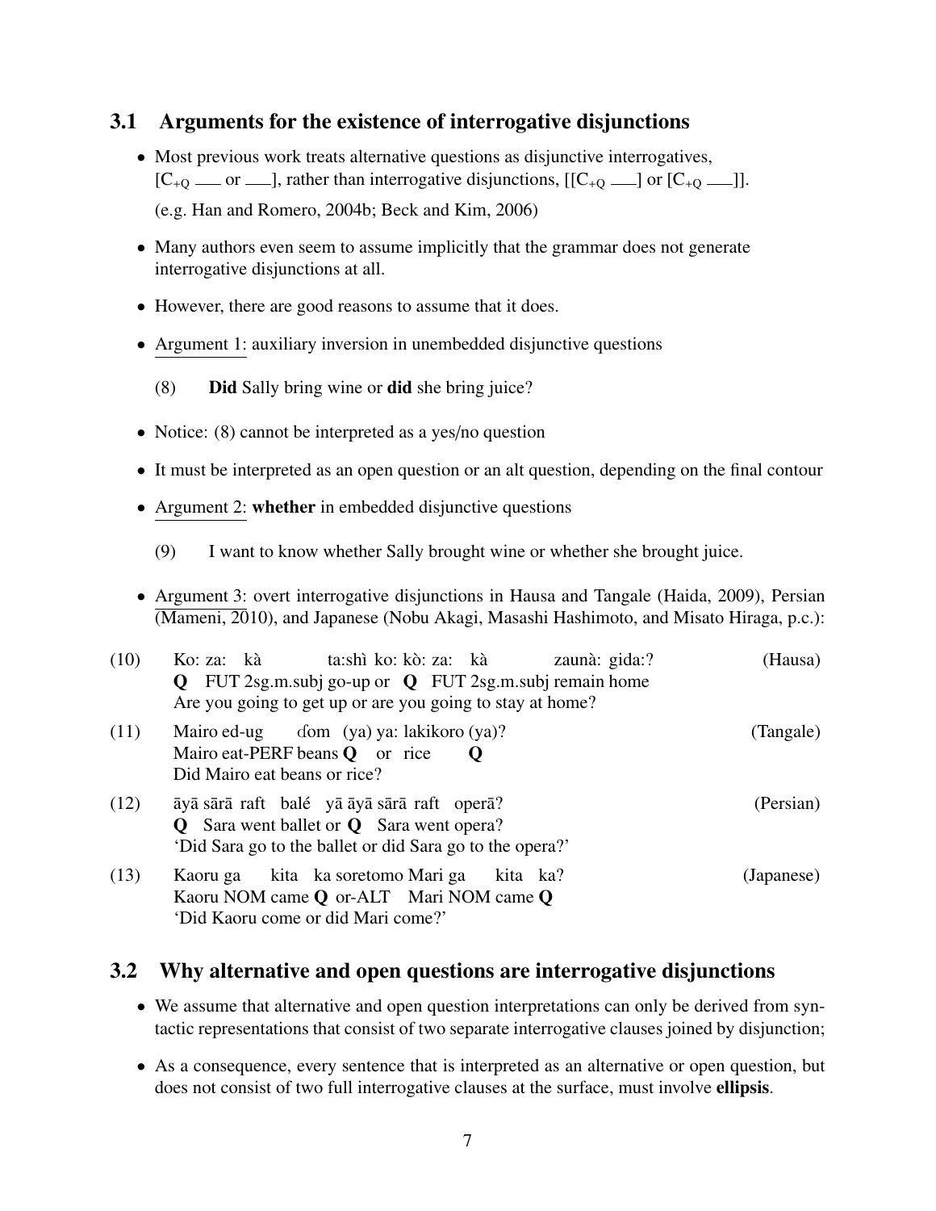## 3.1 Arguments for the existence of interrogative disjunctions

- Most previous work treats alternative questions as disjunctive interrogatives, [$C_{+Q}$ ___ or ___], rather than interrogative disjunctions, [[$C_{+Q}$ ___] or [$C_{+Q}$ ___]].

  (e.g. Han and Romero, 2004b; Beck and Kim, 2006)

- Many authors even seem to assume implicitly that the grammar does not generate interrogative disjunctions at all.

- However, there are good reasons to assume that it does.

- Argument 1: auxiliary inversion in unembedded disjunctive questions

  (8) **Did** Sally bring wine or **did** she bring juice?

- Notice: (8) cannot be interpreted as a yes/no question

- It must be interpreted as an open question or an alt question, depending on the final contour

- Argument 2: **whether** in embedded disjunctive questions

  (9) I want to know whether Sally brought wine or whether she brought juice.

- Argument 3: overt interrogative disjunctions in Hausa and Tangale (Haida, 2009), Persian (Mameni, 2010), and Japanese (Nobu Akagi, Masashi Hashimoto, and Misato Hiraga, p.c.):

(10) Ko: za: kà ta:shì ko: kò: za: kà zaunà: gida:? (Hausa)
**Q** FUT 2sg.m.subj go-up or **Q** FUT 2sg.m.subj remain home
Are you going to get up or are you going to stay at home?

(11) Mairo ed-ug ɗom (ya) ya: lakikoro (ya)? (Tangale)
Mairo eat-PERF beans **Q** or rice **Q**
Did Mairo eat beans or rice?

(12) āyā sārā raft balé yā āyā sārā raft operā? (Persian)
**Q** Sara went ballet or **Q** Sara went opera?
'Did Sara go to the ballet or did Sara go to the opera?'

(13) Kaoru ga kita ka soretomo Mari ga kita ka? (Japanese)
Kaoru NOM came **Q** or-ALT Mari NOM came **Q**
'Did Kaoru come or did Mari come?'

## 3.2 Why alternative and open questions are interrogative disjunctions

- We assume that alternative and open question interpretations can only be derived from syntactic representations that consist of two separate interrogative clauses joined by disjunction;

- As a consequence, every sentence that is interpreted as an alternative or open question, but does not consist of two full interrogative clauses at the surface, must involve **ellipsis**.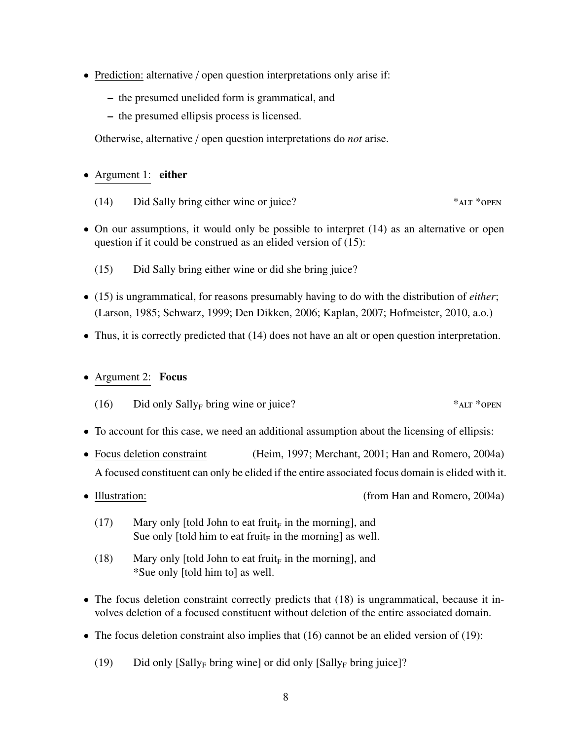- Prediction: alternative / open question interpretations only arise if:
  - the presumed unelided form is grammatical, and
  - the presumed ellipsis process is licensed.

  Otherwise, alternative / open question interpretations do *not* arise.

- Argument 1: **either**

  (14) Did Sally bring either wine or juice? *ALT *OPEN

- On our assumptions, it would only be possible to interpret (14) as an alternative or open question if it could be construed as an elided version of (15):

  (15) Did Sally bring either wine or did she bring juice?

- (15) is ungrammatical, for reasons presumably having to do with the distribution of *either*; (Larson, 1985; Schwarz, 1999; Den Dikken, 2006; Kaplan, 2007; Hofmeister, 2010, a.o.)

- Thus, it is correctly predicted that (14) does not have an alt or open question interpretation.

- Argument 2: **Focus**

  (16) Did only Sally$_F$ bring wine or juice? *ALT *OPEN

- To account for this case, we need an additional assumption about the licensing of ellipsis:

- Focus deletion constraint (Heim, 1997; Merchant, 2001; Han and Romero, 2004a)
  A focused constituent can only be elided if the entire associated focus domain is elided with it.

- Illustration: (from Han and Romero, 2004a)

  (17) Mary only [told John to eat fruit$_F$ in the morning], and
  Sue only [told him to eat fruit$_F$ in the morning] as well.

  (18) Mary only [told John to eat fruit$_F$ in the morning], and
  *Sue only [told him to] as well.

- The focus deletion constraint correctly predicts that (18) is ungrammatical, because it involves deletion of a focused constituent without deletion of the entire associated domain.

- The focus deletion constraint also implies that (16) cannot be an elided version of (19):

  (19) Did only [Sally$_F$ bring wine] or did only [Sally$_F$ bring juice]?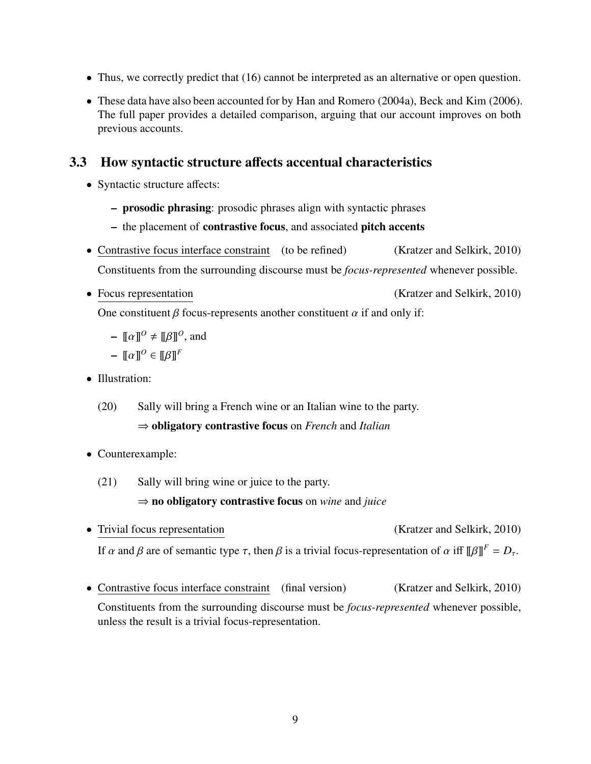- Thus, we correctly predict that (16) cannot be interpreted as an alternative or open question.
- These data have also been accounted for by Han and Romero (2004a), Beck and Kim (2006). The full paper provides a detailed comparison, arguing that our account improves on both previous accounts.

### 3.3 How syntactic structure affects accentual characteristics

- Syntactic structure affects:
  - **prosodic phrasing**: prosodic phrases align with syntactic phrases
  - the placement of **contrastive focus**, and associated **pitch accents**
- Contrastive focus interface constraint (to be refined) (Kratzer and Selkirk, 2010)

  Constituents from the surrounding discourse must be *focus-represented* whenever possible.
- Focus representation (Kratzer and Selkirk, 2010)

  One constituent $\beta$ focus-represents another constituent $\alpha$ if and only if:
  - $[\![\alpha]\!]^O \neq [\![\beta]\!]^O$, and
  - $[\![\alpha]\!]^O \in [\![\beta]\!]^F$
- Illustration:

  (20) Sally will bring a French wine or an Italian wine to the party.

  $\Rightarrow$ **obligatory contrastive focus** on *French* and *Italian*
- Counterexample:

  (21) Sally will bring wine or juice to the party.

  $\Rightarrow$ **no obligatory contrastive focus** on *wine* and *juice*
- Trivial focus representation (Kratzer and Selkirk, 2010)

  If $\alpha$ and $\beta$ are of semantic type $\tau$, then $\beta$ is a trivial focus-representation of $\alpha$ iff $[\![\beta]\!]^F = D_\tau$.
- Contrastive focus interface constraint (final version) (Kratzer and Selkirk, 2010)

  Constituents from the surrounding discourse must be *focus-represented* whenever possible, unless the result is a trivial focus-representation.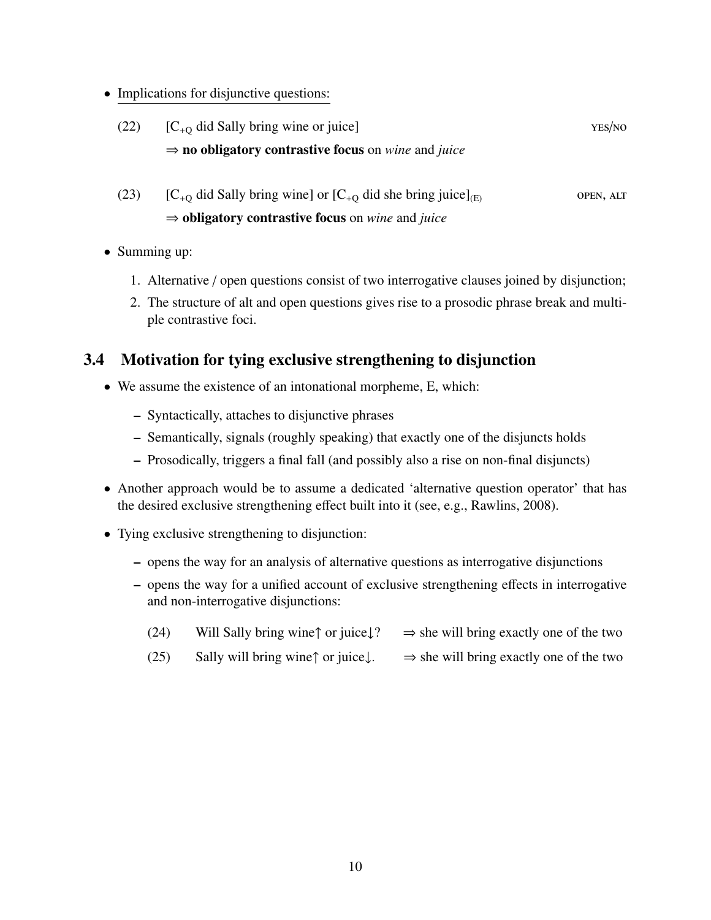- Implications for disjunctive questions:

(22) [$C_{+Q}$ did Sally bring wine or juice] YES/NO
⇒ **no obligatory contrastive focus** on *wine* and *juice*

(23) [$C_{+Q}$ did Sally bring wine] or [$C_{+Q}$ did she bring juice]$_{(E)}$ OPEN, ALT
⇒ **obligatory contrastive focus** on *wine* and *juice*

- Summing up:

  1. Alternative / open questions consist of two interrogative clauses joined by disjunction;
  2. The structure of alt and open questions gives rise to a prosodic phrase break and multiple contrastive foci.

### 3.4 Motivation for tying exclusive strengthening to disjunction

- We assume the existence of an intonational morpheme, E, which:
  - Syntactically, attaches to disjunctive phrases
  - Semantically, signals (roughly speaking) that exactly one of the disjuncts holds
  - Prosodically, triggers a final fall (and possibly also a rise on non-final disjuncts)
- Another approach would be to assume a dedicated 'alternative question operator' that has the desired exclusive strengthening effect built into it (see, e.g., Rawlins, 2008).
- Tying exclusive strengthening to disjunction:
  - opens the way for an analysis of alternative questions as interrogative disjunctions
  - opens the way for a unified account of exclusive strengthening effects in interrogative and non-interrogative disjunctions:

    (24) Will Sally bring wine↑ or juice↓? ⇒ she will bring exactly one of the two

    (25) Sally will bring wine↑ or juice↓. ⇒ she will bring exactly one of the two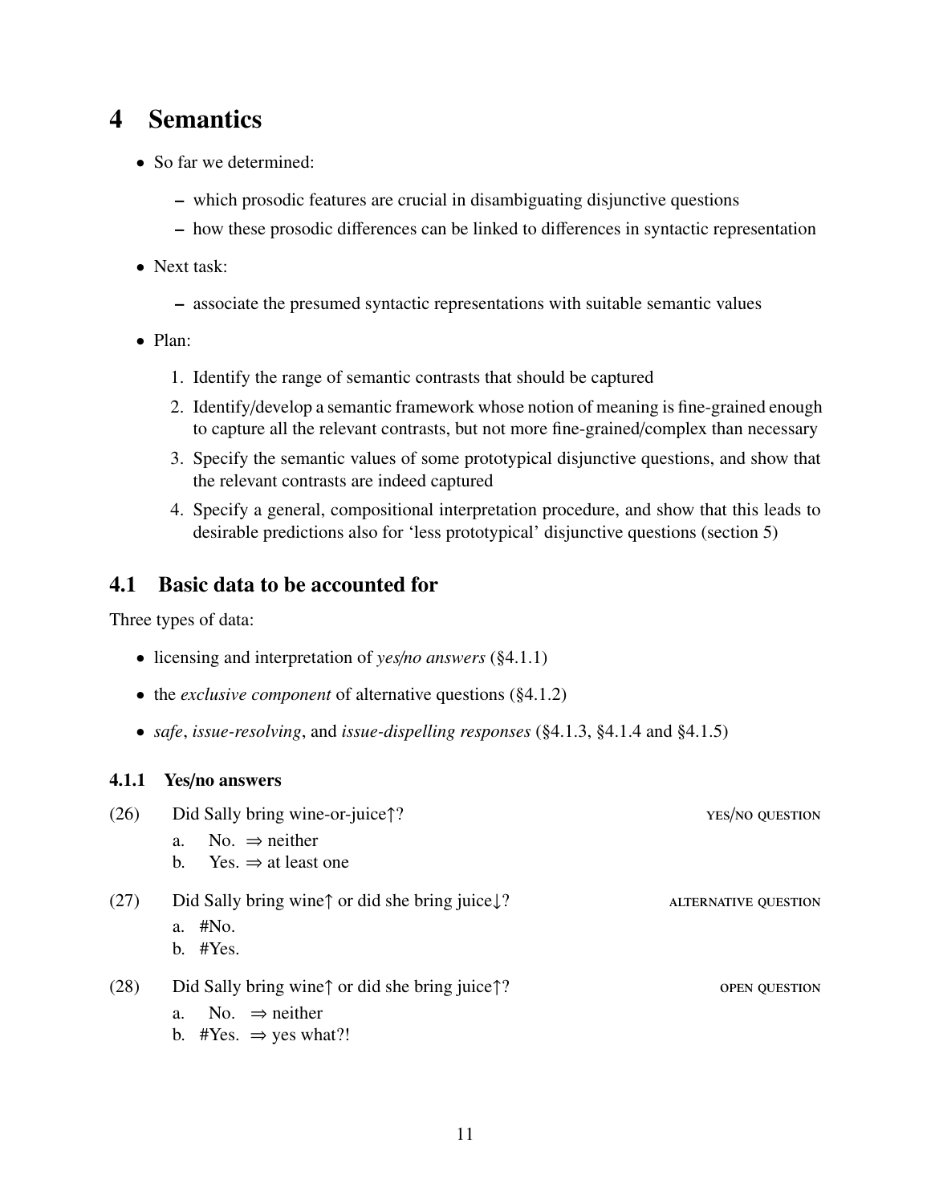# 4 Semantics

- So far we determined:
  - which prosodic features are crucial in disambiguating disjunctive questions
  - how these prosodic differences can be linked to differences in syntactic representation
- Next task:
  - associate the presumed syntactic representations with suitable semantic values
- Plan:
  1. Identify the range of semantic contrasts that should be captured
  2. Identify/develop a semantic framework whose notion of meaning is fine-grained enough to capture all the relevant contrasts, but not more fine-grained/complex than necessary
  3. Specify the semantic values of some prototypical disjunctive questions, and show that the relevant contrasts are indeed captured
  4. Specify a general, compositional interpretation procedure, and show that this leads to desirable predictions also for 'less prototypical' disjunctive questions (section 5)

## 4.1 Basic data to be accounted for

Three types of data:

- licensing and interpretation of *yes/no answers* (§4.1.1)
- the *exclusive component* of alternative questions (§4.1.2)
- *safe*, *issue-resolving*, and *issue-dispelling responses* (§4.1.3, §4.1.4 and §4.1.5)

### 4.1.1 Yes/no answers

(26) Did Sally bring wine-or-juice↑? YES/NO QUESTION
  a. No. ⇒ neither
  b. Yes. ⇒ at least one

(27) Did Sally bring wine↑ or did she bring juice↓? ALTERNATIVE QUESTION
  a. #No.
  b. #Yes.

(28) Did Sally bring wine↑ or did she bring juice↑? OPEN QUESTION
  a. No. ⇒ neither
  b. #Yes. ⇒ yes what?!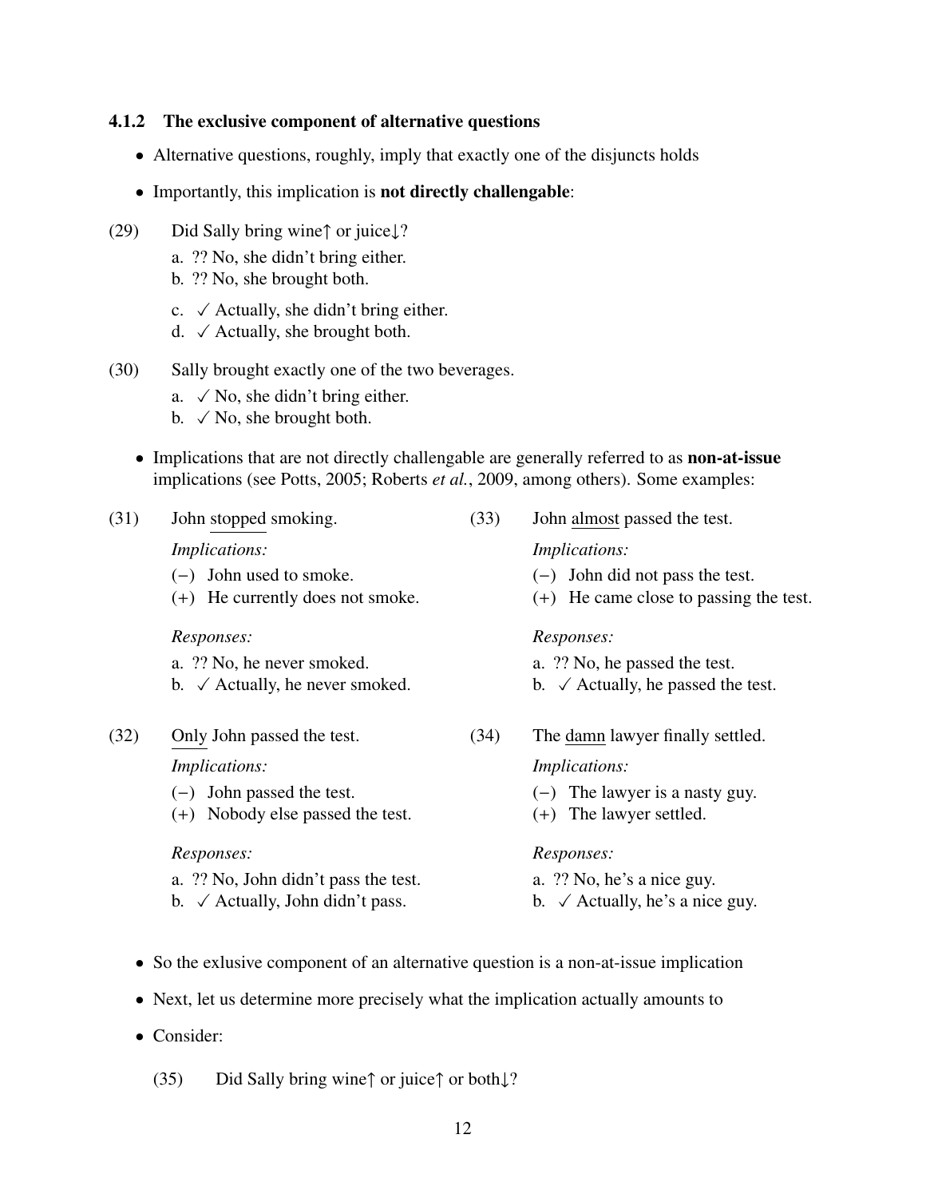### 4.1.2 The exclusive component of alternative questions

- Alternative questions, roughly, imply that exactly one of the disjuncts holds
- Importantly, this implication is **not directly challengable**:

(29) Did Sally bring wine↑ or juice↓?

a. ?? No, she didn't bring either.
b. ?? No, she brought both.

c. ✓ Actually, she didn't bring either.
d. ✓ Actually, she brought both.

(30) Sally brought exactly one of the two beverages.

a. ✓ No, she didn't bring either.
b. ✓ No, she brought both.

- Implications that are not directly challengable are generally referred to as **non-at-issue** implications (see Potts, 2005; Roberts *et al.*, 2009, among others). Some examples:

(31) John stopped smoking.

*Implications:*

(−) John used to smoke.
(+) He currently does not smoke.

*Responses:*

a. ?? No, he never smoked.
b. ✓ Actually, he never smoked.

(32) Only John passed the test.

*Implications:*

(−) John passed the test.
(+) Nobody else passed the test.

*Responses:*

a. ?? No, John didn't pass the test.
b. ✓ Actually, John didn't pass.

(33) John almost passed the test.

*Implications:*

(−) John did not pass the test.
(+) He came close to passing the test.

*Responses:*

a. ?? No, he passed the test.
b. ✓ Actually, he passed the test.

(34) The damn lawyer finally settled.

*Implications:*

(−) The lawyer is a nasty guy.
(+) The lawyer settled.

*Responses:*

a. ?? No, he's a nice guy.
b. ✓ Actually, he's a nice guy.

- So the exlusive component of an alternative question is a non-at-issue implication
- Next, let us determine more precisely what the implication actually amounts to
- Consider:

(35) Did Sally bring wine↑ or juice↑ or both↓?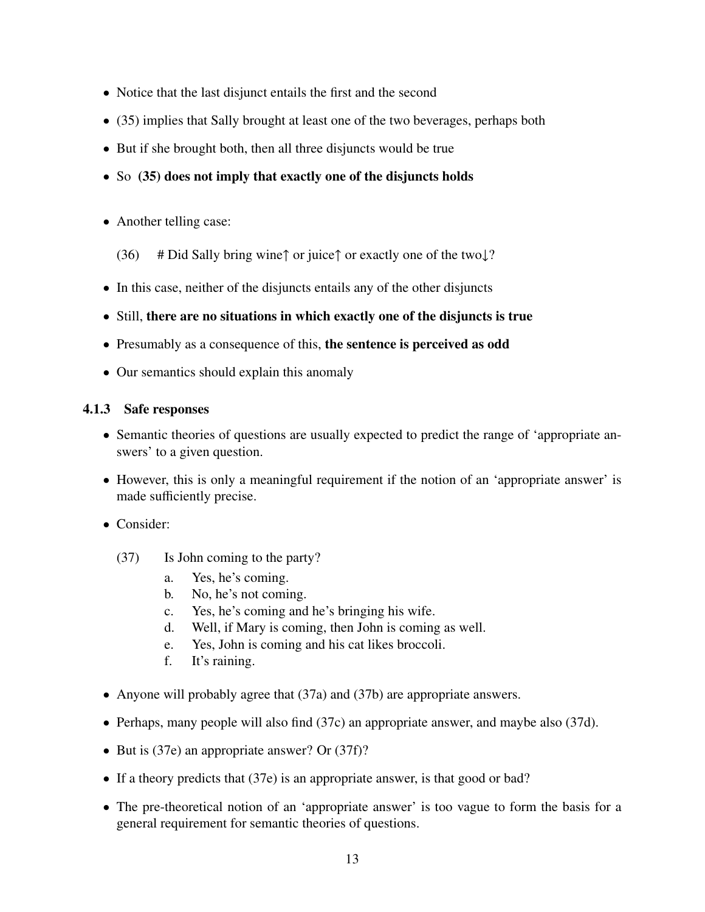- Notice that the last disjunct entails the first and the second
- (35) implies that Sally brought at least one of the two beverages, perhaps both
- But if she brought both, then all three disjuncts would be true
- So **(35) does not imply that exactly one of the disjuncts holds**

- Another telling case:

  (36) # Did Sally bring wine↑ or juice↑ or exactly one of the two↓?

- In this case, neither of the disjuncts entails any of the other disjuncts
- Still, **there are no situations in which exactly one of the disjuncts is true**
- Presumably as a consequence of this, **the sentence is perceived as odd**
- Our semantics should explain this anomaly

### 4.1.3 Safe responses

- Semantic theories of questions are usually expected to predict the range of 'appropriate answers' to a given question.
- However, this is only a meaningful requirement if the notion of an 'appropriate answer' is made sufficiently precise.
- Consider:

  (37) Is John coming to the party?
  a. Yes, he's coming.
  b. No, he's not coming.
  c. Yes, he's coming and he's bringing his wife.
  d. Well, if Mary is coming, then John is coming as well.
  e. Yes, John is coming and his cat likes broccoli.
  f. It's raining.

- Anyone will probably agree that (37a) and (37b) are appropriate answers.
- Perhaps, many people will also find (37c) an appropriate answer, and maybe also (37d).
- But is (37e) an appropriate answer? Or (37f)?
- If a theory predicts that (37e) is an appropriate answer, is that good or bad?
- The pre-theoretical notion of an 'appropriate answer' is too vague to form the basis for a general requirement for semantic theories of questions.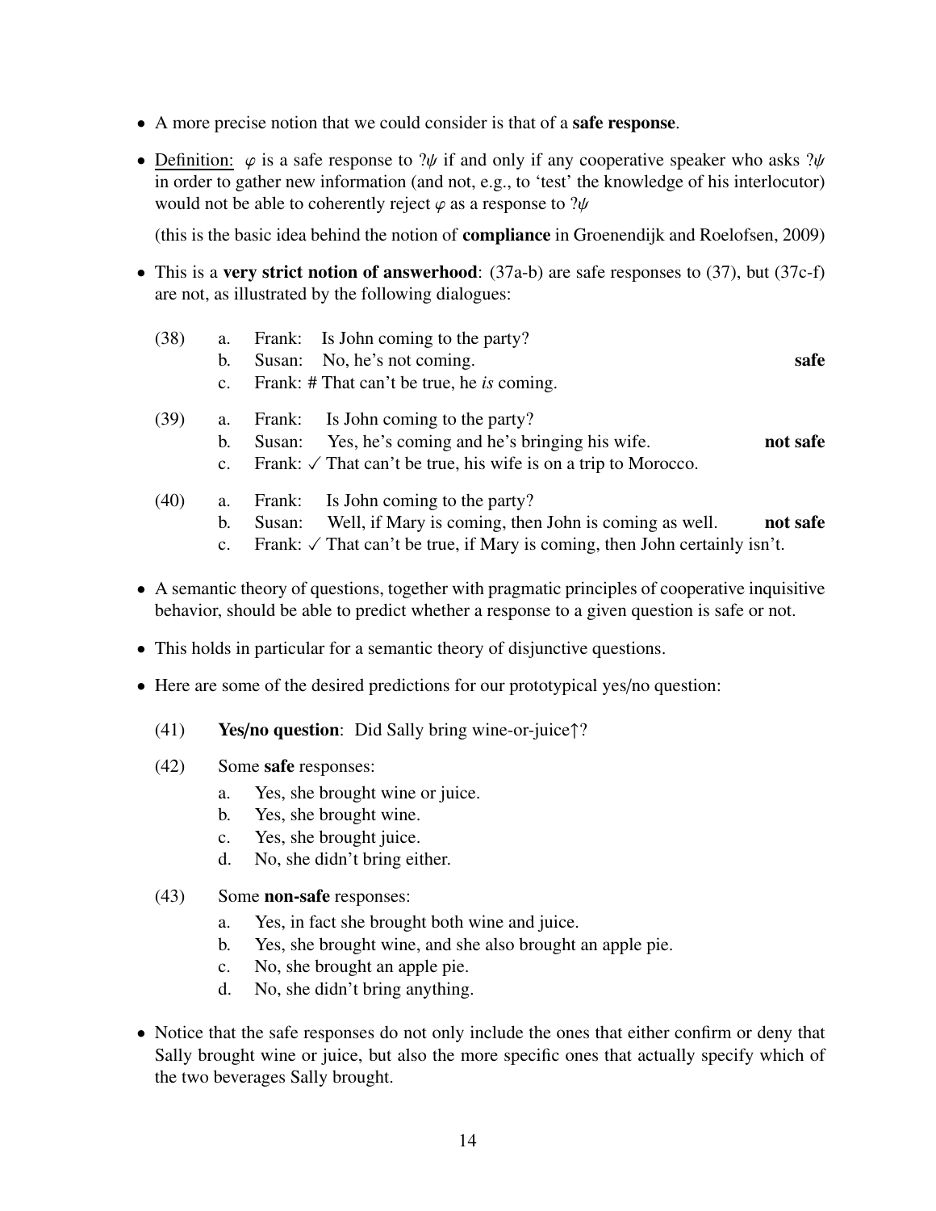- A more precise notion that we could consider is that of a **safe response**.

- Definition: $\varphi$ is a safe response to $?\psi$ if and only if any cooperative speaker who asks $?\psi$ in order to gather new information (and not, e.g., to 'test' the knowledge of his interlocutor) would not be able to coherently reject $\varphi$ as a response to $?\psi$

  (this is the basic idea behind the notion of **compliance** in Groenendijk and Roelofsen, 2009)

- This is a **very strict notion of answerhood**: (37a-b) are safe responses to (37), but (37c-f) are not, as illustrated by the following dialogues:

(38)
  a. Frank: Is John coming to the party?
  b. Susan: No, he's not coming. **safe**
  c. Frank: # That can't be true, he *is* coming.

(39)
  a. Frank: Is John coming to the party?
  b. Susan: Yes, he's coming and he's bringing his wife. **not safe**
  c. Frank: ✓ That can't be true, his wife is on a trip to Morocco.

(40)
  a. Frank: Is John coming to the party?
  b. Susan: Well, if Mary is coming, then John is coming as well. **not safe**
  c. Frank: ✓ That can't be true, if Mary is coming, then John certainly isn't.

- A semantic theory of questions, together with pragmatic principles of cooperative inquisitive behavior, should be able to predict whether a response to a given question is safe or not.

- This holds in particular for a semantic theory of disjunctive questions.

- Here are some of the desired predictions for our prototypical yes/no question:

  (41) **Yes/no question**: Did Sally bring wine-or-juice↑?

  (42) Some **safe** responses:
    a. Yes, she brought wine or juice.
    b. Yes, she brought wine.
    c. Yes, she brought juice.
    d. No, she didn't bring either.

  (43) Some **non-safe** responses:
    a. Yes, in fact she brought both wine and juice.
    b. Yes, she brought wine, and she also brought an apple pie.
    c. No, she brought an apple pie.
    d. No, she didn't bring anything.

- Notice that the safe responses do not only include the ones that either confirm or deny that Sally brought wine or juice, but also the more specific ones that actually specify which of the two beverages Sally brought.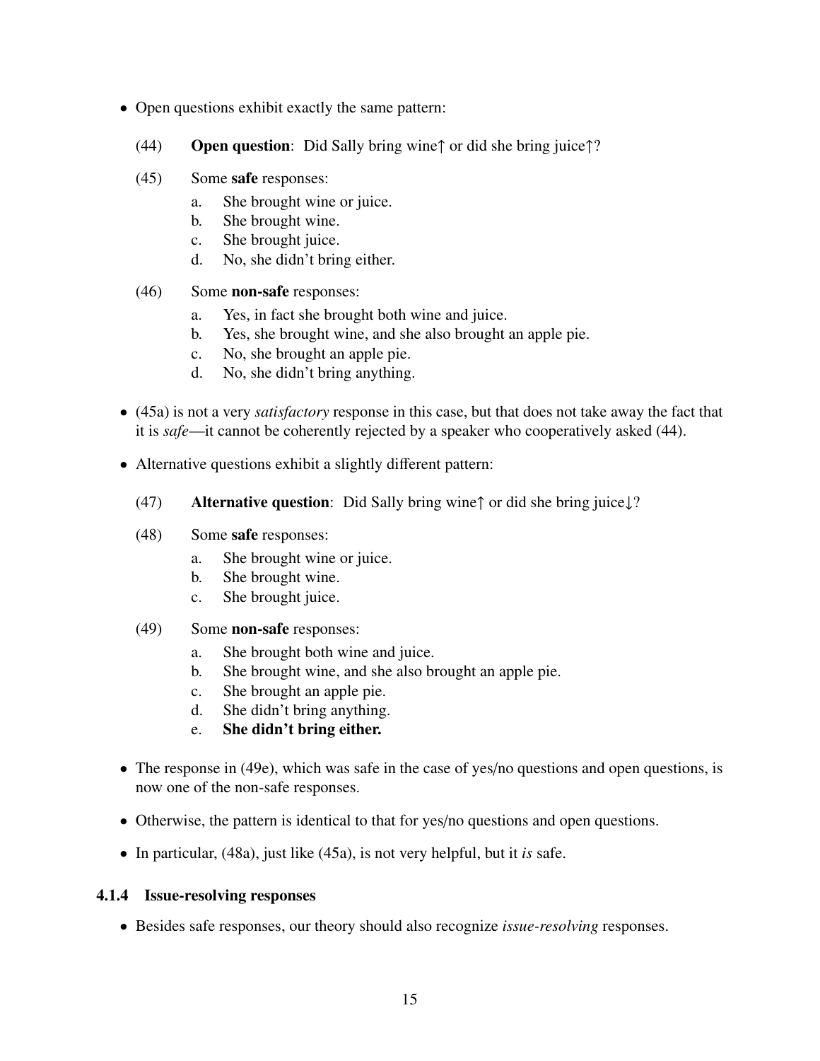- Open questions exhibit exactly the same pattern:

(44) **Open question**: Did Sally bring wine↑ or did she bring juice↑?

(45) Some **safe** responses:
   a. She brought wine or juice.
   b. She brought wine.
   c. She brought juice.
   d. No, she didn't bring either.

(46) Some **non-safe** responses:
   a. Yes, in fact she brought both wine and juice.
   b. Yes, she brought wine, and she also brought an apple pie.
   c. No, she brought an apple pie.
   d. No, she didn't bring anything.

- (45a) is not a very *satisfactory* response in this case, but that does not take away the fact that it is *safe*—it cannot be coherently rejected by a speaker who cooperatively asked (44).

- Alternative questions exhibit a slightly different pattern:

(47) **Alternative question**: Did Sally bring wine↑ or did she bring juice↓?

(48) Some **safe** responses:
   a. She brought wine or juice.
   b. She brought wine.
   c. She brought juice.

(49) Some **non-safe** responses:
   a. She brought both wine and juice.
   b. She brought wine, and she also brought an apple pie.
   c. She brought an apple pie.
   d. She didn't bring anything.
   e. **She didn't bring either.**

- The response in (49e), which was safe in the case of yes/no questions and open questions, is now one of the non-safe responses.

- Otherwise, the pattern is identical to that for yes/no questions and open questions.

- In particular, (48a), just like (45a), is not very helpful, but it *is* safe.

#### 4.1.4 Issue-resolving responses

- Besides safe responses, our theory should also recognize *issue-resolving* responses.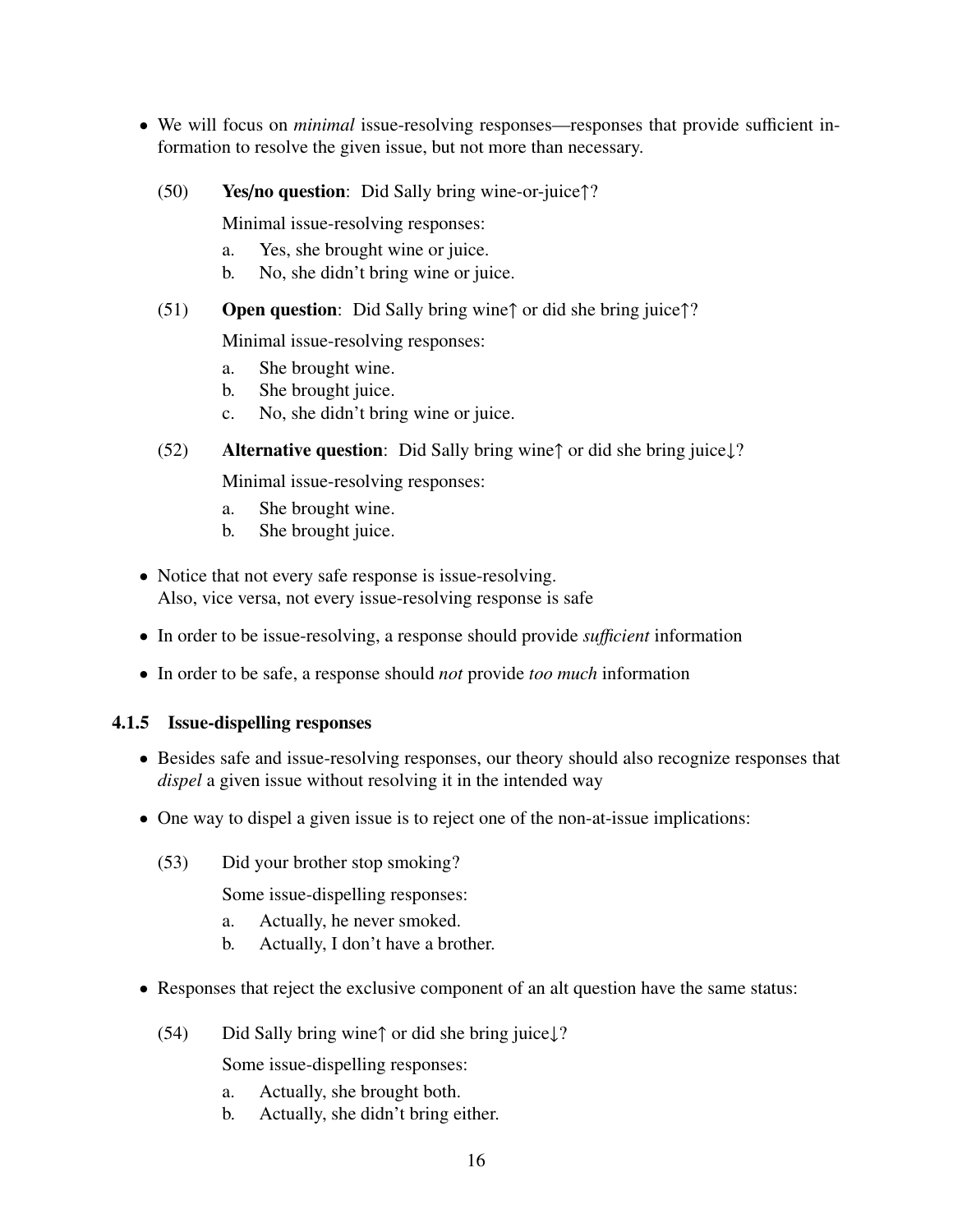- We will focus on *minimal* issue-resolving responses—responses that provide sufficient information to resolve the given issue, but not more than necessary.

(50) **Yes/no question**: Did Sally bring wine-or-juice↑?

Minimal issue-resolving responses:

a. Yes, she brought wine or juice.
b. No, she didn't bring wine or juice.

(51) **Open question**: Did Sally bring wine↑ or did she bring juice↑?

Minimal issue-resolving responses:

a. She brought wine.
b. She brought juice.
c. No, she didn't bring wine or juice.

(52) **Alternative question**: Did Sally bring wine↑ or did she bring juice↓?

Minimal issue-resolving responses:

a. She brought wine.
b. She brought juice.

- Notice that not every safe response is issue-resolving.
  Also, vice versa, not every issue-resolving response is safe
- In order to be issue-resolving, a response should provide *sufficient* information
- In order to be safe, a response should *not* provide *too much* information

### 4.1.5 Issue-dispelling responses

- Besides safe and issue-resolving responses, our theory should also recognize responses that *dispel* a given issue without resolving it in the intended way
- One way to dispel a given issue is to reject one of the non-at-issue implications:

(53) Did your brother stop smoking?

Some issue-dispelling responses:

a. Actually, he never smoked.
b. Actually, I don't have a brother.

- Responses that reject the exclusive component of an alt question have the same status:

(54) Did Sally bring wine↑ or did she bring juice↓?

Some issue-dispelling responses:

a. Actually, she brought both.
b. Actually, she didn't bring either.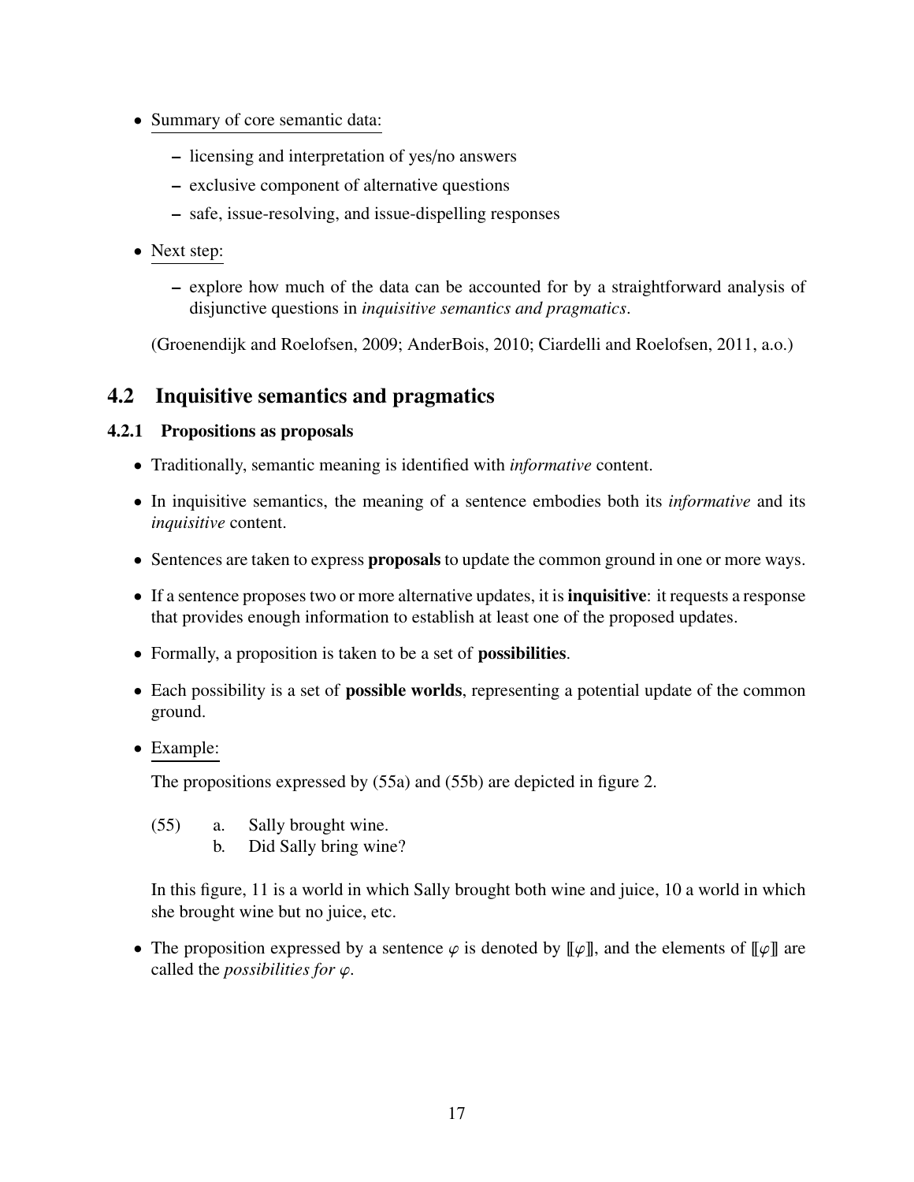- Summary of core semantic data:
  - licensing and interpretation of yes/no answers
  - exclusive component of alternative questions
  - safe, issue-resolving, and issue-dispelling responses
- Next step:
  - explore how much of the data can be accounted for by a straightforward analysis of disjunctive questions in *inquisitive semantics and pragmatics*.

(Groenendijk and Roelofsen, 2009; AnderBois, 2010; Ciardelli and Roelofsen, 2011, a.o.)

## 4.2 Inquisitive semantics and pragmatics

### 4.2.1 Propositions as proposals

- Traditionally, semantic meaning is identified with *informative* content.
- In inquisitive semantics, the meaning of a sentence embodies both its *informative* and its *inquisitive* content.
- Sentences are taken to express **proposals** to update the common ground in one or more ways.
- If a sentence proposes two or more alternative updates, it is **inquisitive**: it requests a response that provides enough information to establish at least one of the proposed updates.
- Formally, a proposition is taken to be a set of **possibilities**.
- Each possibility is a set of **possible worlds**, representing a potential update of the common ground.
- Example:

  The propositions expressed by (55a) and (55b) are depicted in figure 2.

  (55) a. Sally brought wine.
  b. Did Sally bring wine?

  In this figure, 11 is a world in which Sally brought both wine and juice, 10 a world in which she brought wine but no juice, etc.

- The proposition expressed by a sentence $\varphi$ is denoted by $[\![\varphi]\!]$, and the elements of $[\![\varphi]\!]$ are called the *possibilities for* $\varphi$.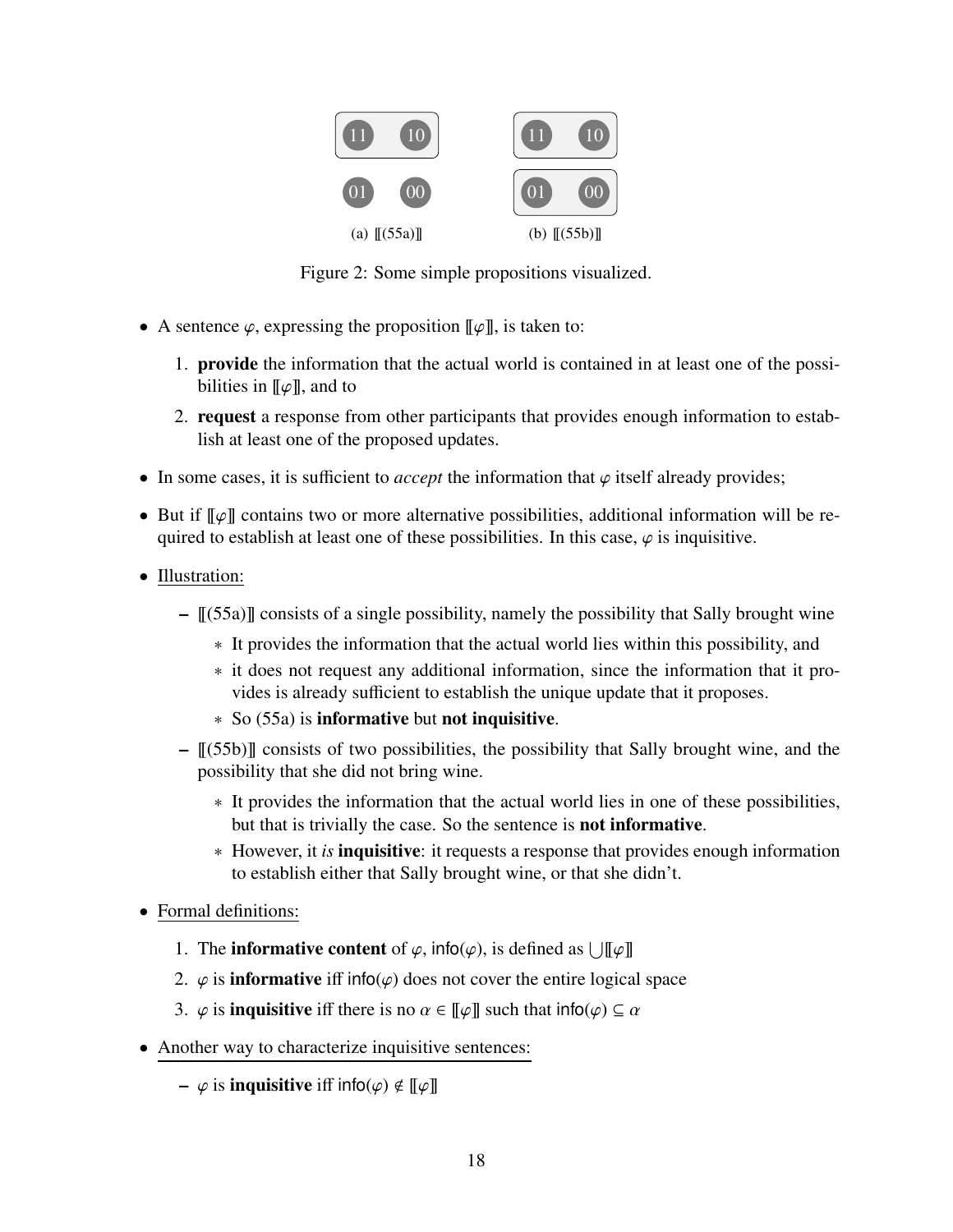(a) $[\![(55a)]\!]$ (b) $[\![(55b)]\!]$

Figure 2: Some simple propositions visualized.

- A sentence $\varphi$, expressing the proposition $[\![\varphi]\!]$, is taken to:
  1. **provide** the information that the actual world is contained in at least one of the possibilities in $[\![\varphi]\!]$, and to
  2. **request** a response from other participants that provides enough information to establish at least one of the proposed updates.
- In some cases, it is sufficient to *accept* the information that $\varphi$ itself already provides;
- But if $[\![\varphi]\!]$ contains two or more alternative possibilities, additional information will be required to establish at least one of these possibilities. In this case, $\varphi$ is inquisitive.
- Illustration:
  - $[\![(55a)]\!]$ consists of a single possibility, namely the possibility that Sally brought wine
    - It provides the information that the actual world lies within this possibility, and
    - it does not request any additional information, since the information that it provides is already sufficient to establish the unique update that it proposes.
    - So (55a) is **informative** but **not inquisitive**.
  - $[\![(55b)]\!]$ consists of two possibilities, the possibility that Sally brought wine, and the possibility that she did not bring wine.
    - It provides the information that the actual world lies in one of these possibilities, but that is trivially the case. So the sentence is **not informative**.
    - However, it *is* **inquisitive**: it requests a response that provides enough information to establish either that Sally brought wine, or that she didn't.
- Formal definitions:
  1. The **informative content** of $\varphi$, $\mathsf{info}(\varphi)$, is defined as $\bigcup[\![\varphi]\!]$
  2. $\varphi$ is **informative** iff $\mathsf{info}(\varphi)$ does not cover the entire logical space
  3. $\varphi$ is **inquisitive** iff there is no $\alpha \in [\![\varphi]\!]$ such that $\mathsf{info}(\varphi) \subseteq \alpha$
- Another way to characterize inquisitive sentences:
  - $\varphi$ is **inquisitive** iff $\mathsf{info}(\varphi) \notin [\![\varphi]\!]$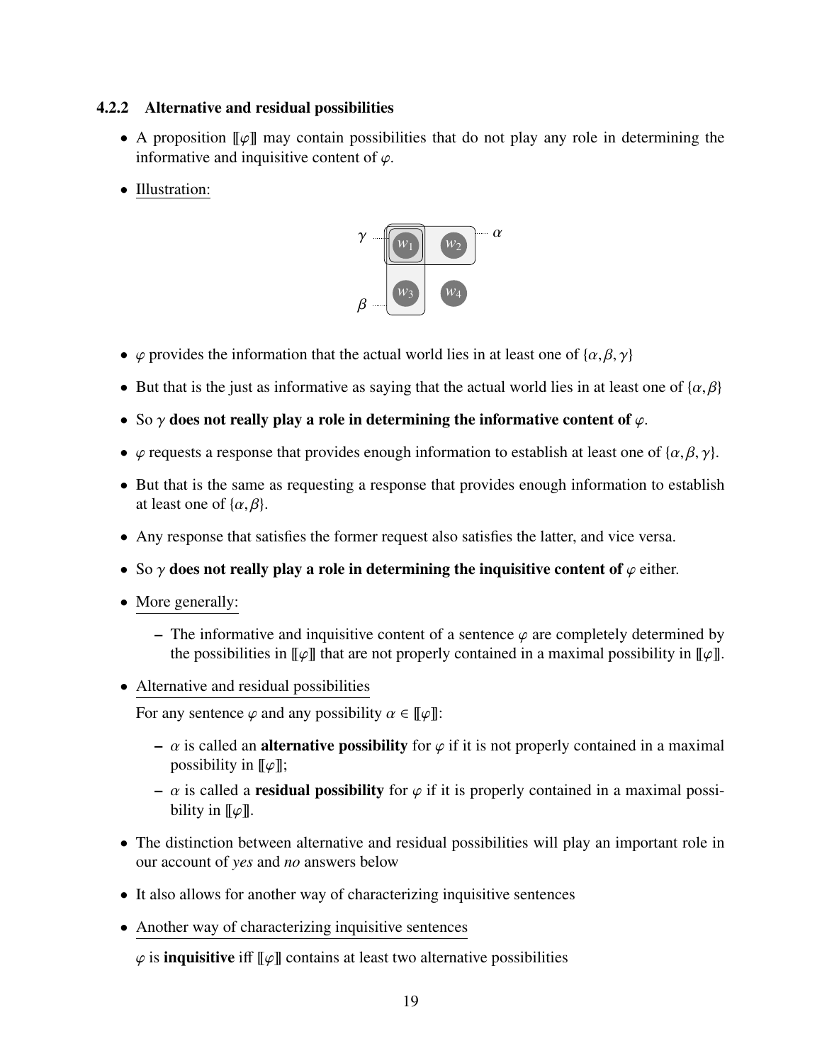### 4.2.2 Alternative and residual possibilities

- A proposition $[\![\varphi]\!]$ may contain possibilities that do not play any role in determining the informative and inquisitive content of $\varphi$.
- Illustration:
- $\varphi$ provides the information that the actual world lies in at least one of $\{\alpha, \beta, \gamma\}$
- But that is the just as informative as saying that the actual world lies in at least one of $\{\alpha, \beta\}$
- So $\gamma$ **does not really play a role in determining the informative content of** $\varphi$.
- $\varphi$ requests a response that provides enough information to establish at least one of $\{\alpha, \beta, \gamma\}$.
- But that is the same as requesting a response that provides enough information to establish at least one of $\{\alpha, \beta\}$.
- Any response that satisfies the former request also satisfies the latter, and vice versa.
- So $\gamma$ **does not really play a role in determining the inquisitive content of** $\varphi$ either.
- More generally:
  - The informative and inquisitive content of a sentence $\varphi$ are completely determined by the possibilities in $[\![\varphi]\!]$ that are not properly contained in a maximal possibility in $[\![\varphi]\!]$.
- Alternative and residual possibilities

  For any sentence $\varphi$ and any possibility $\alpha \in [\![\varphi]\!]$:
  - $\alpha$ is called an **alternative possibility** for $\varphi$ if it is not properly contained in a maximal possibility in $[\![\varphi]\!]$;
  - $\alpha$ is called a **residual possibility** for $\varphi$ if it is properly contained in a maximal possibility in $[\![\varphi]\!]$.
- The distinction between alternative and residual possibilities will play an important role in our account of *yes* and *no* answers below
- It also allows for another way of characterizing inquisitive sentences
- Another way of characterizing inquisitive sentences

  $\varphi$ is **inquisitive** iff $[\![\varphi]\!]$ contains at least two alternative possibilities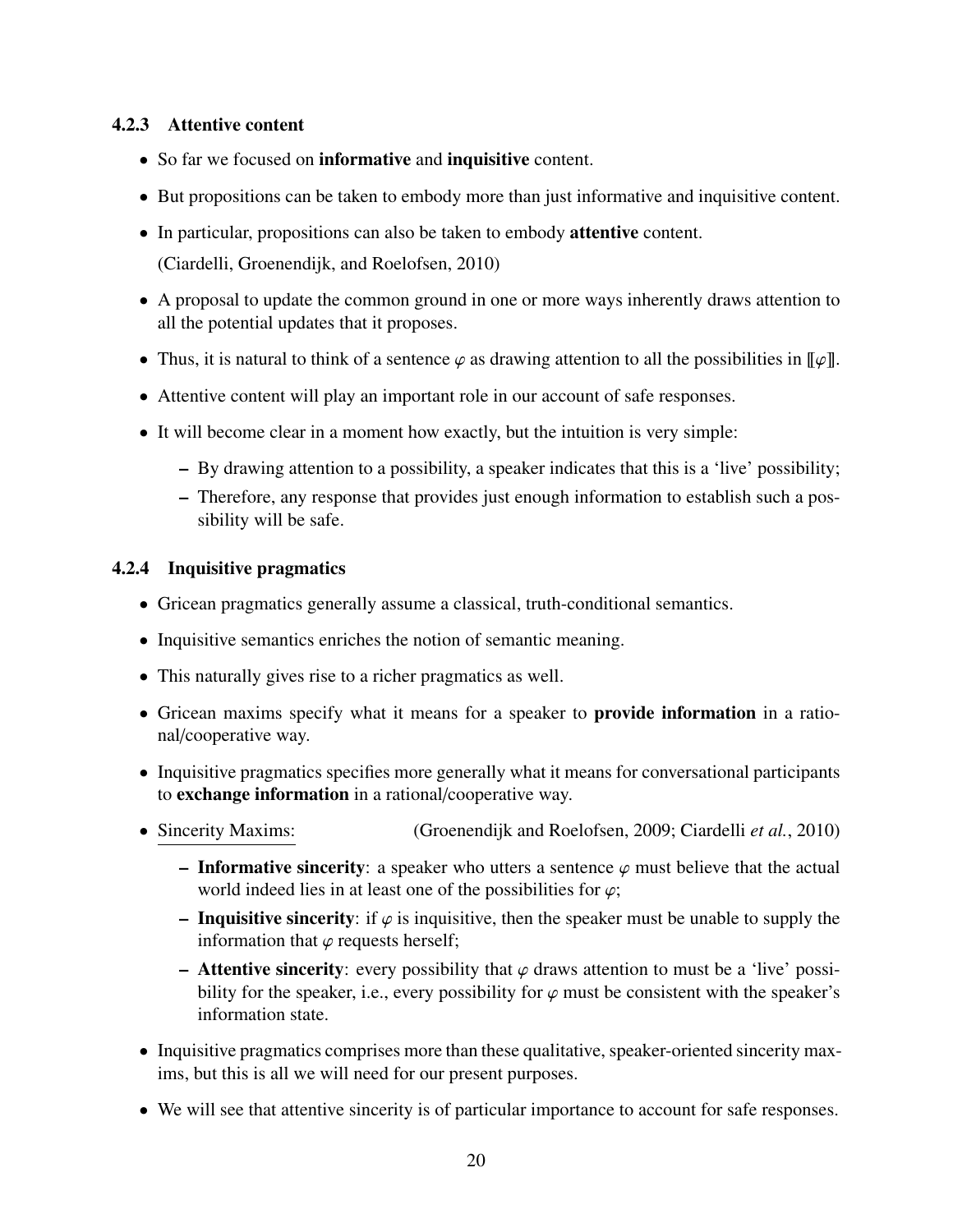### 4.2.3 Attentive content

- So far we focused on **informative** and **inquisitive** content.
- But propositions can be taken to embody more than just informative and inquisitive content.
- In particular, propositions can also be taken to embody **attentive** content.

  (Ciardelli, Groenendijk, and Roelofsen, 2010)
- A proposal to update the common ground in one or more ways inherently draws attention to all the potential updates that it proposes.
- Thus, it is natural to think of a sentence $\varphi$ as drawing attention to all the possibilities in $[\![\varphi]\!]$.
- Attentive content will play an important role in our account of safe responses.
- It will become clear in a moment how exactly, but the intuition is very simple:
  - By drawing attention to a possibility, a speaker indicates that this is a 'live' possibility;
  - Therefore, any response that provides just enough information to establish such a possibility will be safe.

### 4.2.4 Inquisitive pragmatics

- Gricean pragmatics generally assume a classical, truth-conditional semantics.
- Inquisitive semantics enriches the notion of semantic meaning.
- This naturally gives rise to a richer pragmatics as well.
- Gricean maxims specify what it means for a speaker to **provide information** in a rational/cooperative way.
- Inquisitive pragmatics specifies more generally what it means for conversational participants to **exchange information** in a rational/cooperative way.
- Sincerity Maxims: (Groenendijk and Roelofsen, 2009; Ciardelli *et al.*, 2010)
  - **Informative sincerity**: a speaker who utters a sentence $\varphi$ must believe that the actual world indeed lies in at least one of the possibilities for $\varphi$;
  - **Inquisitive sincerity**: if $\varphi$ is inquisitive, then the speaker must be unable to supply the information that $\varphi$ requests herself;
  - **Attentive sincerity**: every possibility that $\varphi$ draws attention to must be a 'live' possibility for the speaker, i.e., every possibility for $\varphi$ must be consistent with the speaker's information state.
- Inquisitive pragmatics comprises more than these qualitative, speaker-oriented sincerity maxims, but this is all we will need for our present purposes.
- We will see that attentive sincerity is of particular importance to account for safe responses.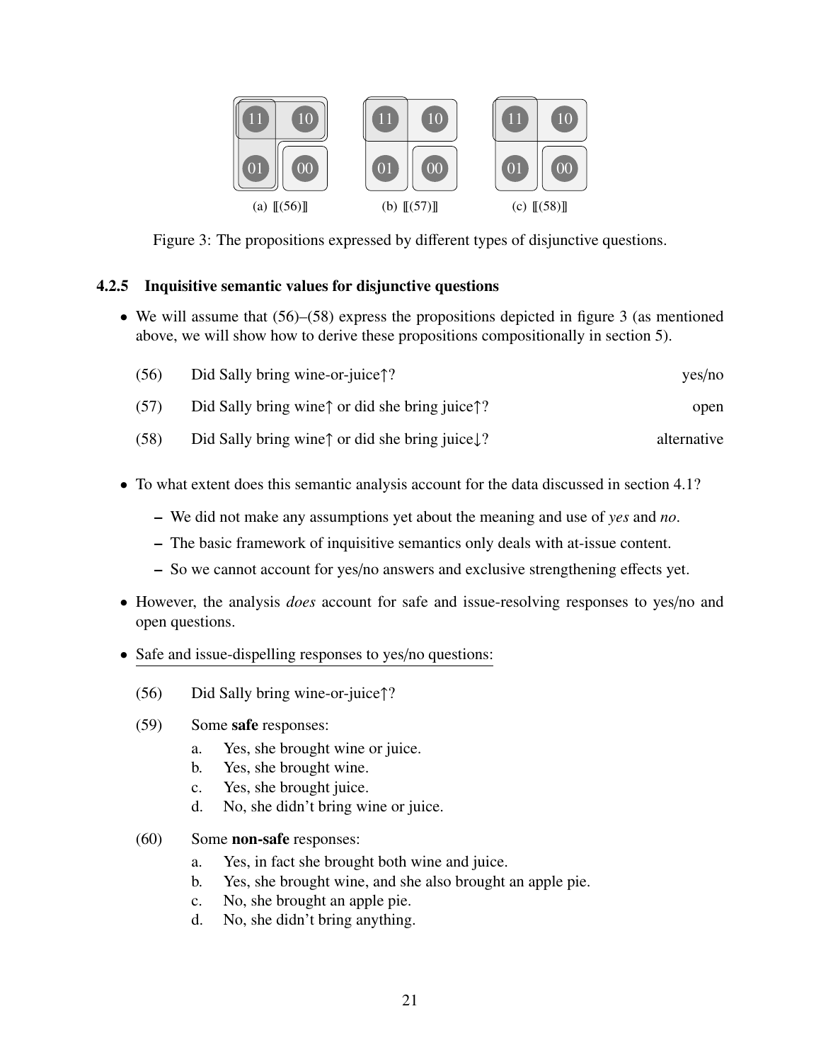(a) ⟦(56)⟧ (b) ⟦(57)⟧ (c) ⟦(58)⟧

Figure 3: The propositions expressed by different types of disjunctive questions.

### 4.2.5 Inquisitive semantic values for disjunctive questions

- We will assume that (56)–(58) express the propositions depicted in figure 3 (as mentioned above, we will show how to derive these propositions compositionally in section 5).

(56) Did Sally bring wine-or-juice↑? yes/no

(57) Did Sally bring wine↑ or did she bring juice↑? open

(58) Did Sally bring wine↑ or did she bring juice↓? alternative

- To what extent does this semantic analysis account for the data discussed in section 4.1?
  - We did not make any assumptions yet about the meaning and use of *yes* and *no*.
  - The basic framework of inquisitive semantics only deals with at-issue content.
  - So we cannot account for yes/no answers and exclusive strengthening effects yet.
- However, the analysis *does* account for safe and issue-resolving responses to yes/no and open questions.
- Safe and issue-dispelling responses to yes/no questions:

(56) Did Sally bring wine-or-juice↑?

(59) Some **safe** responses:
  a. Yes, she brought wine or juice.
  b. Yes, she brought wine.
  c. Yes, she brought juice.
  d. No, she didn't bring wine or juice.

(60) Some **non-safe** responses:
  a. Yes, in fact she brought both wine and juice.
  b. Yes, she brought wine, and she also brought an apple pie.
  c. No, she brought an apple pie.
  d. No, she didn't bring anything.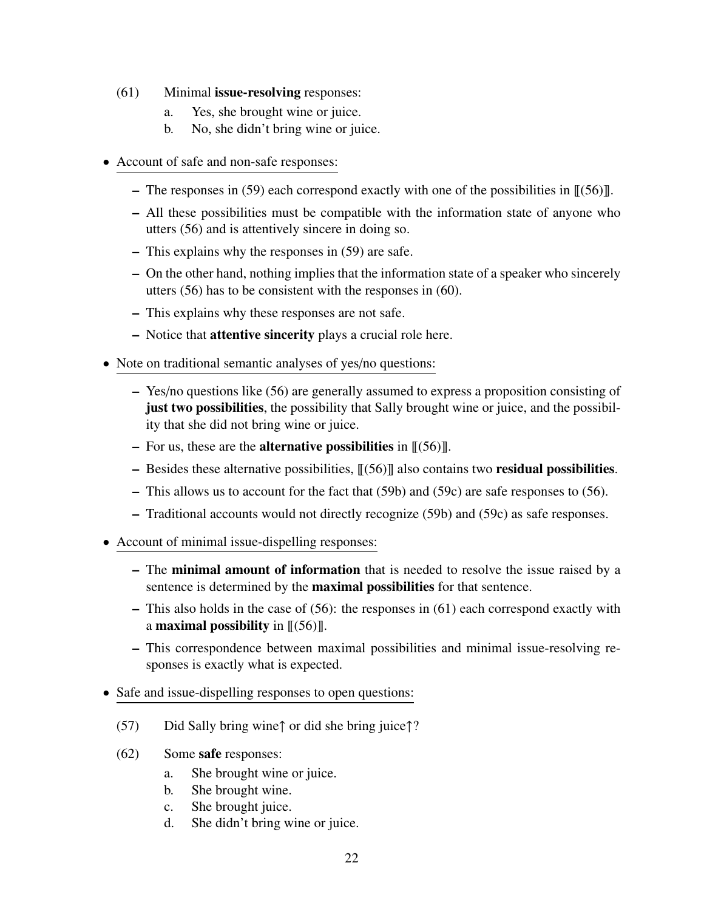(61) Minimal **issue-resolving** responses:

a. Yes, she brought wine or juice.
b. No, she didn't bring wine or juice.

- Account of safe and non-safe responses:
  - The responses in (59) each correspond exactly with one of the possibilities in ⟦(56)⟧.
  - All these possibilities must be compatible with the information state of anyone who utters (56) and is attentively sincere in doing so.
  - This explains why the responses in (59) are safe.
  - On the other hand, nothing implies that the information state of a speaker who sincerely utters (56) has to be consistent with the responses in (60).
  - This explains why these responses are not safe.
  - Notice that **attentive sincerity** plays a crucial role here.

- Note on traditional semantic analyses of yes/no questions:
  - Yes/no questions like (56) are generally assumed to express a proposition consisting of **just two possibilities**, the possibility that Sally brought wine or juice, and the possibility that she did not bring wine or juice.
  - For us, these are the **alternative possibilities** in ⟦(56)⟧.
  - Besides these alternative possibilities, ⟦(56)⟧ also contains two **residual possibilities**.
  - This allows us to account for the fact that (59b) and (59c) are safe responses to (56).
  - Traditional accounts would not directly recognize (59b) and (59c) as safe responses.

- Account of minimal issue-dispelling responses:
  - The **minimal amount of information** that is needed to resolve the issue raised by a sentence is determined by the **maximal possibilities** for that sentence.
  - This also holds in the case of (56): the responses in (61) each correspond exactly with a **maximal possibility** in ⟦(56)⟧.
  - This correspondence between maximal possibilities and minimal issue-resolving responses is exactly what is expected.

- Safe and issue-dispelling responses to open questions:

(57) Did Sally bring wine↑ or did she bring juice↑?

(62) Some **safe** responses:

a. She brought wine or juice.
b. She brought wine.
c. She brought juice.
d. She didn't bring wine or juice.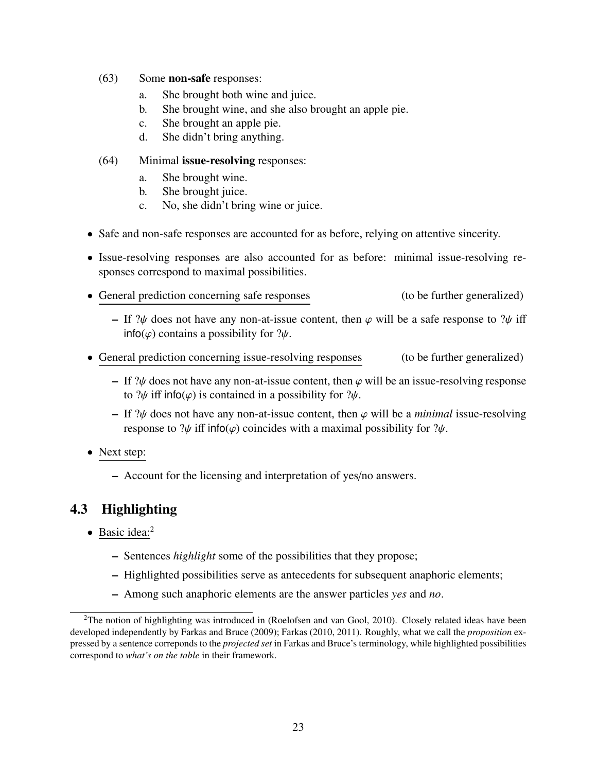(63) Some **non-safe** responses:

a. She brought both wine and juice.
b. She brought wine, and she also brought an apple pie.
c. She brought an apple pie.
d. She didn't bring anything.

(64) Minimal **issue-resolving** responses:

a. She brought wine.
b. She brought juice.
c. No, she didn't bring wine or juice.

- Safe and non-safe responses are accounted for as before, relying on attentive sincerity.
- Issue-resolving responses are also accounted for as before: minimal issue-resolving responses correspond to maximal possibilities.
- General prediction concerning safe responses (to be further generalized)
  - If $?\psi$ does not have any non-at-issue content, then $\varphi$ will be a safe response to $?\psi$ iff $\mathsf{info}(\varphi)$ contains a possibility for $?\psi$.
- General prediction concerning issue-resolving responses (to be further generalized)
  - If $?\psi$ does not have any non-at-issue content, then $\varphi$ will be an issue-resolving response to $?\psi$ iff $\mathsf{info}(\varphi)$ is contained in a possibility for $?\psi$.
  - If $?\psi$ does not have any non-at-issue content, then $\varphi$ will be a *minimal* issue-resolving response to $?\psi$ iff $\mathsf{info}(\varphi)$ coincides with a maximal possibility for $?\psi$.
- Next step:
  - Account for the licensing and interpretation of yes/no answers.

## 4.3 Highlighting

- Basic idea:[2]
  - Sentences *highlight* some of the possibilities that they propose;
  - Highlighted possibilities serve as antecedents for subsequent anaphoric elements;
  - Among such anaphoric elements are the answer particles *yes* and *no*.

[2] The notion of highlighting was introduced in (Roelofsen and van Gool, 2010). Closely related ideas have been developed independently by Farkas and Bruce (2009); Farkas (2010, 2011). Roughly, what we call the *proposition* expressed by a sentence correponds to the *projected set* in Farkas and Bruce's terminology, while highlighted possibilities correspond to *what's on the table* in their framework.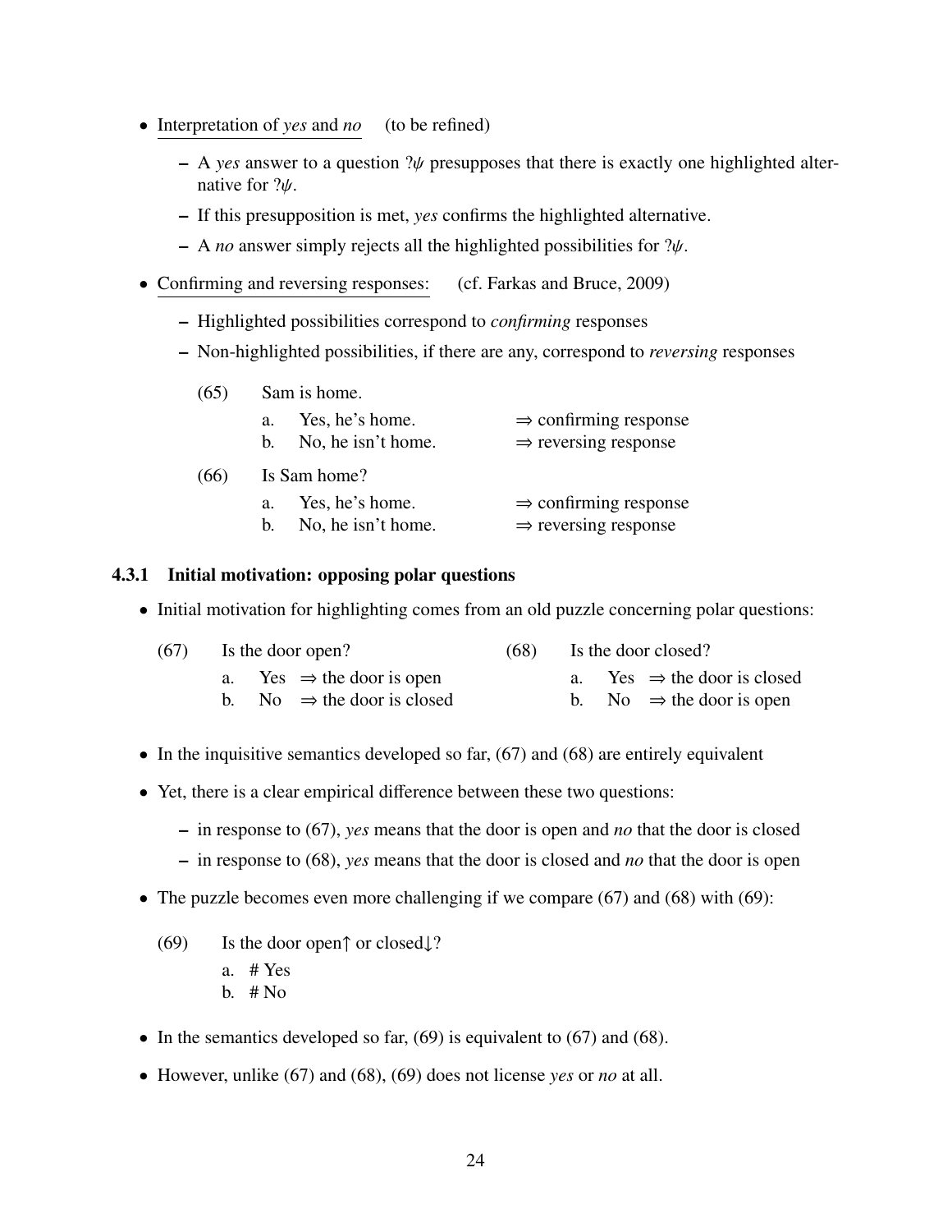- Interpretation of *yes* and *no* (to be refined)
  - A *yes* answer to a question $?\psi$ presupposes that there is exactly one highlighted alternative for $?\psi$.
  - If this presupposition is met, *yes* confirms the highlighted alternative.
  - A *no* answer simply rejects all the highlighted possibilities for $?\psi$.
- Confirming and reversing responses: (cf. Farkas and Bruce, 2009)
  - Highlighted possibilities correspond to *confirming* responses
  - Non-highlighted possibilities, if there are any, correspond to *reversing* responses

(65) Sam is home.

a. Yes, he's home. $\Rightarrow$ confirming response
b. No, he isn't home. $\Rightarrow$ reversing response

(66) Is Sam home?

a. Yes, he's home. $\Rightarrow$ confirming response
b. No, he isn't home. $\Rightarrow$ reversing response

### 4.3.1 Initial motivation: opposing polar questions

- Initial motivation for highlighting comes from an old puzzle concerning polar questions:

(67) Is the door open?

a. Yes $\Rightarrow$ the door is open
b. No $\Rightarrow$ the door is closed

(68) Is the door closed?

a. Yes $\Rightarrow$ the door is closed
b. No $\Rightarrow$ the door is open

- In the inquisitive semantics developed so far, (67) and (68) are entirely equivalent
- Yet, there is a clear empirical difference between these two questions:
  - in response to (67), *yes* means that the door is open and *no* that the door is closed
  - in response to (68), *yes* means that the door is closed and *no* that the door is open
- The puzzle becomes even more challenging if we compare (67) and (68) with (69):

(69) Is the door open$\uparrow$ or closed$\downarrow$?

a. # Yes
b. # No

- In the semantics developed so far, (69) is equivalent to (67) and (68).
- However, unlike (67) and (68), (69) does not license *yes* or *no* at all.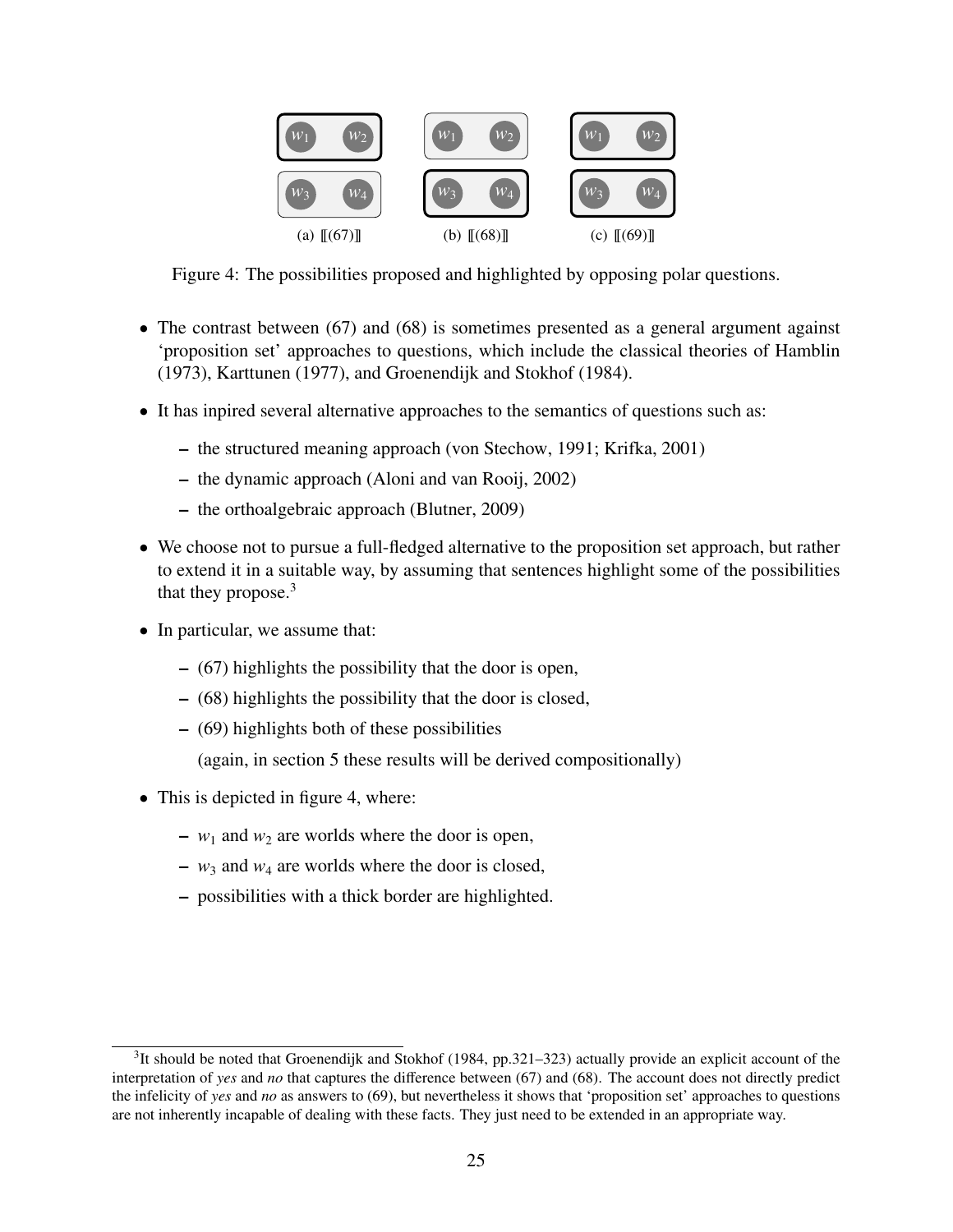(a) ⟦(67)⟧ (b) ⟦(68)⟧ (c) ⟦(69)⟧

Figure 4: The possibilities proposed and highlighted by opposing polar questions.

- The contrast between (67) and (68) is sometimes presented as a general argument against 'proposition set' approaches to questions, which include the classical theories of Hamblin (1973), Karttunen (1977), and Groenendijk and Stokhof (1984).
- It has inpired several alternative approaches to the semantics of questions such as:
  - the structured meaning approach (von Stechow, 1991; Krifka, 2001)
  - the dynamic approach (Aloni and van Rooij, 2002)
  - the orthoalgebraic approach (Blutner, 2009)
- We choose not to pursue a full-fledged alternative to the proposition set approach, but rather to extend it in a suitable way, by assuming that sentences highlight some of the possibilities that they propose.[3]
- In particular, we assume that:
  - (67) highlights the possibility that the door is open,
  - (68) highlights the possibility that the door is closed,
  - (69) highlights both of these possibilities

    (again, in section 5 these results will be derived compositionally)
- This is depicted in figure 4, where:
  - $w_1$ and $w_2$ are worlds where the door is open,
  - $w_3$ and $w_4$ are worlds where the door is closed,
  - possibilities with a thick border are highlighted.

[3]It should be noted that Groenendijk and Stokhof (1984, pp.321–323) actually provide an explicit account of the interpretation of *yes* and *no* that captures the difference between (67) and (68). The account does not directly predict the infelicity of *yes* and *no* as answers to (69), but nevertheless it shows that 'proposition set' approaches to questions are not inherently incapable of dealing with these facts. They just need to be extended in an appropriate way.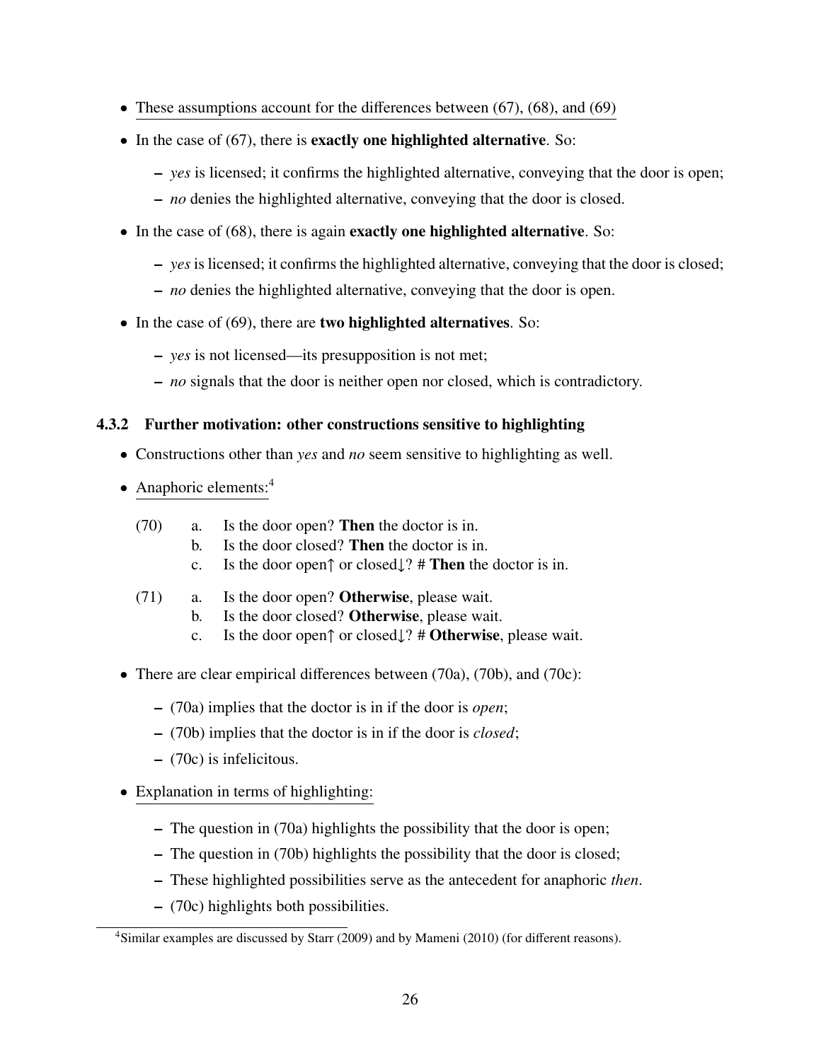- These assumptions account for the differences between (67), (68), and (69)
- In the case of (67), there is **exactly one highlighted alternative**. So:
  - *yes* is licensed; it confirms the highlighted alternative, conveying that the door is open;
  - *no* denies the highlighted alternative, conveying that the door is closed.
- In the case of (68), there is again **exactly one highlighted alternative**. So:
  - *yes* is licensed; it confirms the highlighted alternative, conveying that the door is closed;
  - *no* denies the highlighted alternative, conveying that the door is open.
- In the case of (69), there are **two highlighted alternatives**. So:
  - *yes* is not licensed—its presupposition is not met;
  - *no* signals that the door is neither open nor closed, which is contradictory.

### 4.3.2 Further motivation: other constructions sensitive to highlighting

- Constructions other than *yes* and *no* seem sensitive to highlighting as well.
- Anaphoric elements:[4]

(70) a. Is the door open? **Then** the doctor is in.
  b. Is the door closed? **Then** the doctor is in.
  c. Is the door open↑ or closed↓? # **Then** the doctor is in.

(71) a. Is the door open? **Otherwise**, please wait.
  b. Is the door closed? **Otherwise**, please wait.
  c. Is the door open↑ or closed↓? # **Otherwise**, please wait.

- There are clear empirical differences between (70a), (70b), and (70c):
  - (70a) implies that the doctor is in if the door is *open*;
  - (70b) implies that the doctor is in if the door is *closed*;
  - (70c) is infelicitous.
- Explanation in terms of highlighting:
  - The question in (70a) highlights the possibility that the door is open;
  - The question in (70b) highlights the possibility that the door is closed;
  - These highlighted possibilities serve as the antecedent for anaphoric *then*.
  - (70c) highlights both possibilities.

[4] Similar examples are discussed by Starr (2009) and by Mameni (2010) (for different reasons).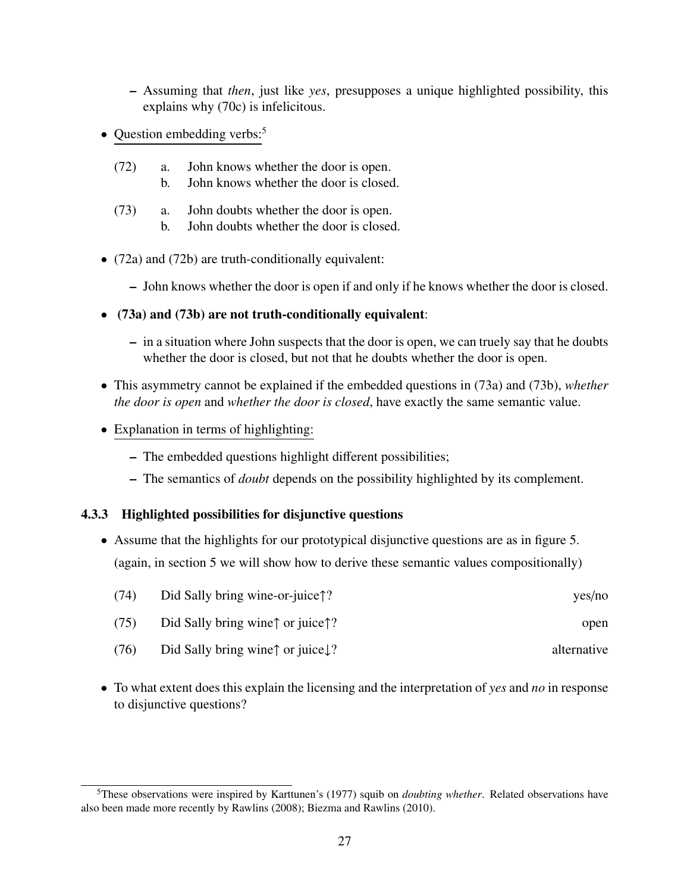- Assuming that *then*, just like *yes*, presupposes a unique highlighted possibility, this explains why (70c) is infelicitous.

- Question embedding verbs:[5]

(72) a. John knows whether the door is open.
  b. John knows whether the door is closed.

(73) a. John doubts whether the door is open.
  b. John doubts whether the door is closed.

- (72a) and (72b) are truth-conditionally equivalent:
  - John knows whether the door is open if and only if he knows whether the door is closed.

- **(73a) and (73b) are not truth-conditionally equivalent**:
  - in a situation where John suspects that the door is open, we can truely say that he doubts whether the door is closed, but not that he doubts whether the door is open.

- This asymmetry cannot be explained if the embedded questions in (73a) and (73b), *whether the door is open* and *whether the door is closed*, have exactly the same semantic value.

- Explanation in terms of highlighting:
  - The embedded questions highlight different possibilities;
  - The semantics of *doubt* depends on the possibility highlighted by its complement.

### 4.3.3 Highlighted possibilities for disjunctive questions

- Assume that the highlights for our prototypical disjunctive questions are as in figure 5.
  (again, in section 5 we will show how to derive these semantic values compositionally)

(74) Did Sally bring wine-or-juice↑? — yes/no

(75) Did Sally bring wine↑ or juice↑? — open

(76) Did Sally bring wine↑ or juice↓? — alternative

- To what extent does this explain the licensing and the interpretation of *yes* and *no* in response to disjunctive questions?

---

[5] These observations were inspired by Karttunen's (1977) squib on *doubting whether*. Related observations have also been made more recently by Rawlins (2008); Biezma and Rawlins (2010).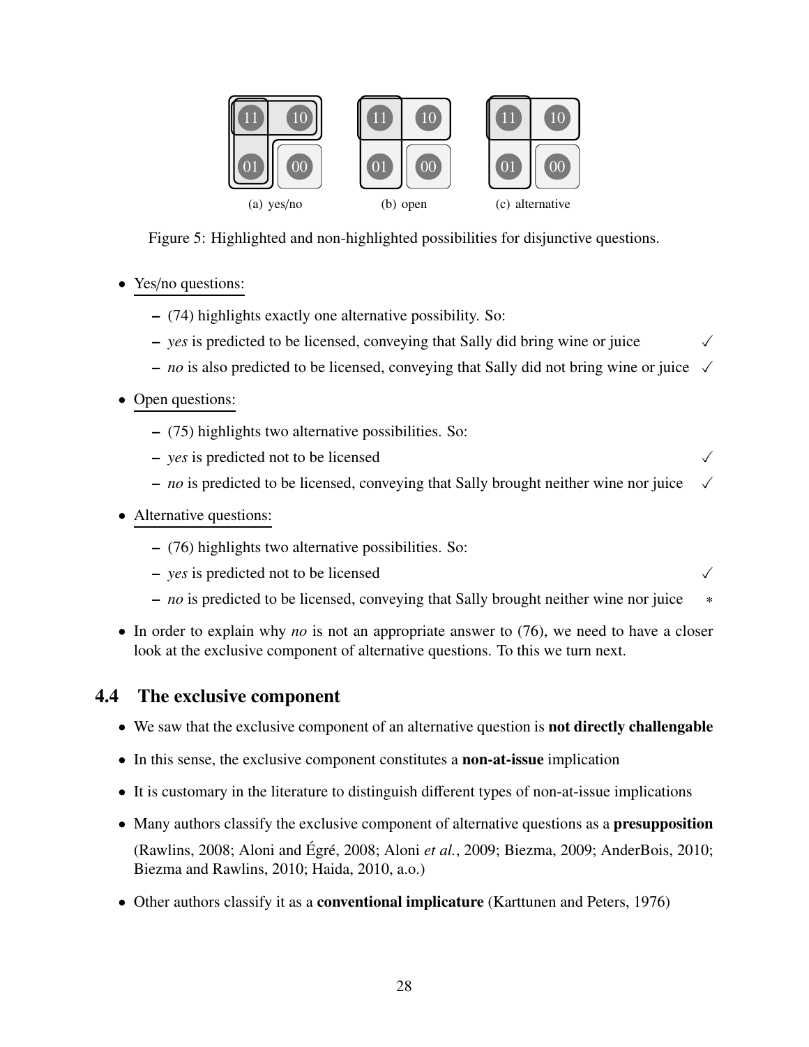Figure 5: Highlighted and non-highlighted possibilities for disjunctive questions.

- Yes/no questions:
  - (74) highlights exactly one alternative possibility. So:
  - *yes* is predicted to be licensed, conveying that Sally did bring wine or juice ✓
  - *no* is also predicted to be licensed, conveying that Sally did not bring wine or juice ✓
- Open questions:
  - (75) highlights two alternative possibilities. So:
  - *yes* is predicted not to be licensed ✓
  - *no* is predicted to be licensed, conveying that Sally brought neither wine nor juice ✓
- Alternative questions:
  - (76) highlights two alternative possibilities. So:
  - *yes* is predicted not to be licensed ✓
  - *no* is predicted to be licensed, conveying that Sally brought neither wine nor juice *
- In order to explain why *no* is not an appropriate answer to (76), we need to have a closer look at the exclusive component of alternative questions. To this we turn next.

## 4.4 The exclusive component

- We saw that the exclusive component of an alternative question is **not directly challengable**
- In this sense, the exclusive component constitutes a **non-at-issue** implication
- It is customary in the literature to distinguish different types of non-at-issue implications
- Many authors classify the exclusive component of alternative questions as a **presupposition** (Rawlins, 2008; Aloni and Égré, 2008; Aloni *et al.*, 2009; Biezma, 2009; AnderBois, 2010; Biezma and Rawlins, 2010; Haida, 2010, a.o.)
- Other authors classify it as a **conventional implicature** (Karttunen and Peters, 1976)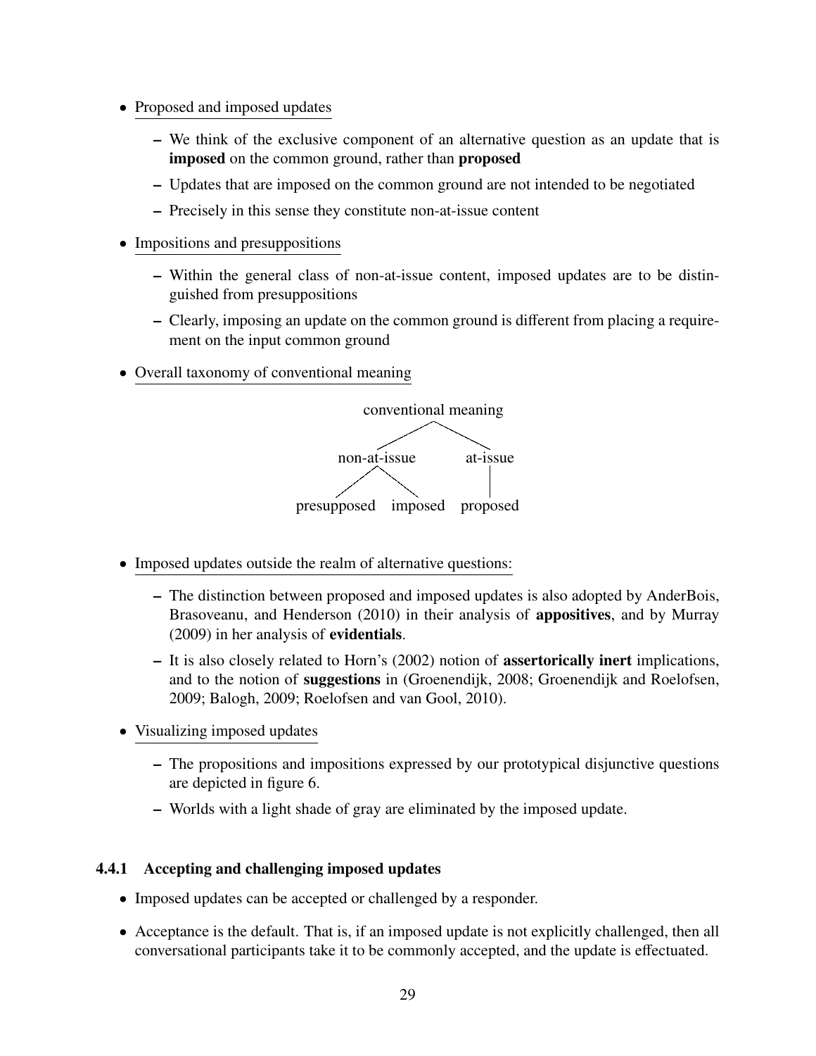- Proposed and imposed updates
  - We think of the exclusive component of an alternative question as an update that is **imposed** on the common ground, rather than **proposed**
  - Updates that are imposed on the common ground are not intended to be negotiated
  - Precisely in this sense they constitute non-at-issue content
- Impositions and presuppositions
  - Within the general class of non-at-issue content, imposed updates are to be distinguished from presuppositions
  - Clearly, imposing an update on the common ground is different from placing a requirement on the input common ground
- Overall taxonomy of conventional meaning

```
              conventional meaning
               /                \
        non-at-issue          at-issue
         /        \               |
  presupposed   imposed       proposed
```

- Imposed updates outside the realm of alternative questions:
  - The distinction between proposed and imposed updates is also adopted by AnderBois, Brasoveanu, and Henderson (2010) in their analysis of **appositives**, and by Murray (2009) in her analysis of **evidentials**.
  - It is also closely related to Horn's (2002) notion of **assertorically inert** implications, and to the notion of **suggestions** in (Groenendijk, 2008; Groenendijk and Roelofsen, 2009; Balogh, 2009; Roelofsen and van Gool, 2010).
- Visualizing imposed updates
  - The propositions and impositions expressed by our prototypical disjunctive questions are depicted in figure 6.
  - Worlds with a light shade of gray are eliminated by the imposed update.

### 4.4.1 Accepting and challenging imposed updates

- Imposed updates can be accepted or challenged by a responder.
- Acceptance is the default. That is, if an imposed update is not explicitly challenged, then all conversational participants take it to be commonly accepted, and the update is effectuated.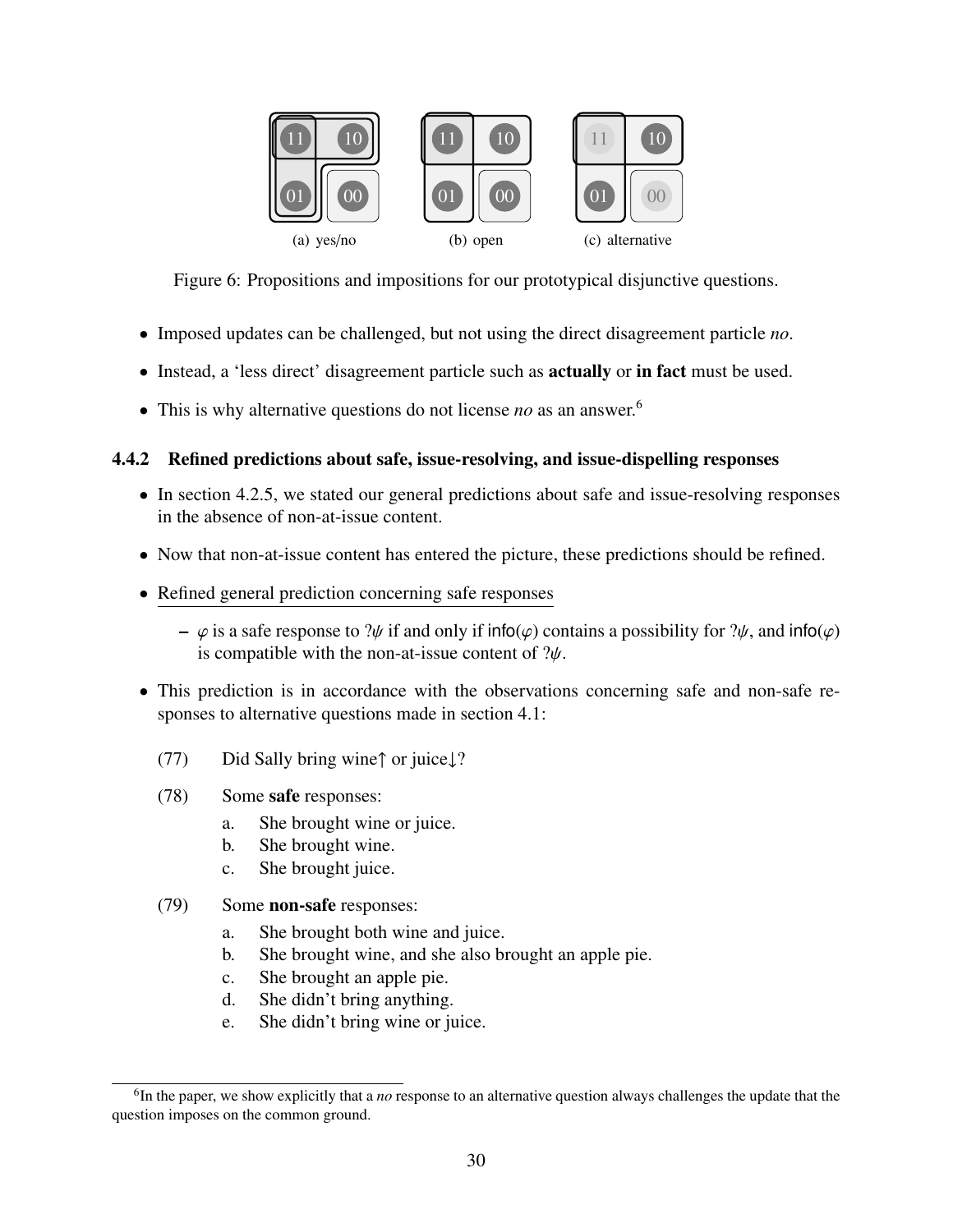(a) yes/no (b) open (c) alternative

Figure 6: Propositions and impositions for our prototypical disjunctive questions.

- Imposed updates can be challenged, but not using the direct disagreement particle *no*.
- Instead, a 'less direct' disagreement particle such as **actually** or **in fact** must be used.
- This is why alternative questions do not license *no* as an answer.[6]

### 4.4.2 Refined predictions about safe, issue-resolving, and issue-dispelling responses

- In section 4.2.5, we stated our general predictions about safe and issue-resolving responses in the absence of non-at-issue content.
- Now that non-at-issue content has entered the picture, these predictions should be refined.
- Refined general prediction concerning safe responses
  - $\varphi$ is a safe response to $?\psi$ if and only if $\mathsf{info}(\varphi)$ contains a possibility for $?\psi$, and $\mathsf{info}(\varphi)$ is compatible with the non-at-issue content of $?\psi$.
- This prediction is in accordance with the observations concerning safe and non-safe responses to alternative questions made in section 4.1:

(77) Did Sally bring wine↑ or juice↓?

(78) Some **safe** responses:
   a. She brought wine or juice.
   b. She brought wine.
   c. She brought juice.

(79) Some **non-safe** responses:
   a. She brought both wine and juice.
   b. She brought wine, and she also brought an apple pie.
   c. She brought an apple pie.
   d. She didn't bring anything.
   e. She didn't bring wine or juice.

[6] In the paper, we show explicitly that a *no* response to an alternative question always challenges the update that the question imposes on the common ground.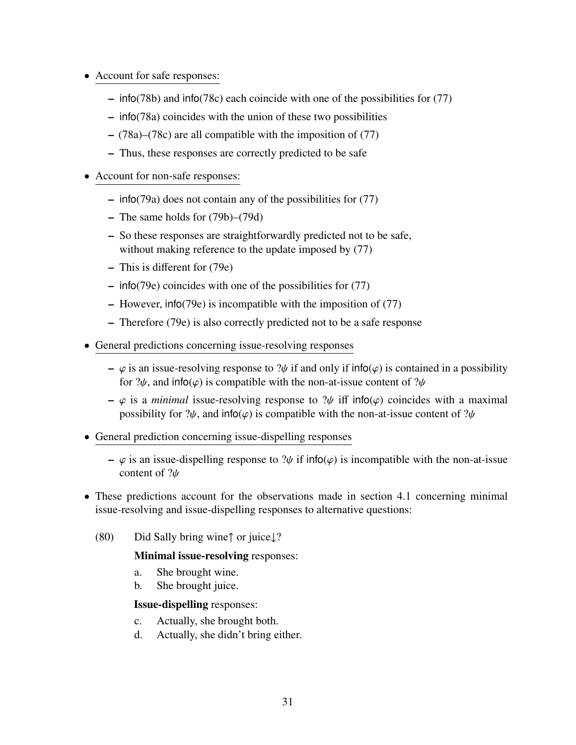- Account for safe responses:
  - info(78b) and info(78c) each coincide with one of the possibilities for (77)
  - info(78a) coincides with the union of these two possibilities
  - (78a)–(78c) are all compatible with the imposition of (77)
  - Thus, these responses are correctly predicted to be safe
- Account for non-safe responses:
  - info(79a) does not contain any of the possibilities for (77)
  - The same holds for (79b)–(79d)
  - So these responses are straightforwardly predicted not to be safe, without making reference to the update imposed by (77)
  - This is different for (79e)
  - info(79e) coincides with one of the possibilities for (77)
  - However, info(79e) is incompatible with the imposition of (77)
  - Therefore (79e) is also correctly predicted not to be a safe response
- General predictions concerning issue-resolving responses
  - $\varphi$ is an issue-resolving response to $?\psi$ if and only if info($\varphi$) is contained in a possibility for $?\psi$, and info($\varphi$) is compatible with the non-at-issue content of $?\psi$
  - $\varphi$ is a *minimal* issue-resolving response to $?\psi$ iff info($\varphi$) coincides with a maximal possibility for $?\psi$, and info($\varphi$) is compatible with the non-at-issue content of $?\psi$
- General prediction concerning issue-dispelling responses
  - $\varphi$ is an issue-dispelling response to $?\psi$ if info($\varphi$) is incompatible with the non-at-issue content of $?\psi$
- These predictions account for the observations made in section 4.1 concerning minimal issue-resolving and issue-dispelling responses to alternative questions:

(80) Did Sally bring wine↑ or juice↓?

**Minimal issue-resolving** responses:

a. She brought wine.
b. She brought juice.

**Issue-dispelling** responses:

c. Actually, she brought both.
d. Actually, she didn't bring either.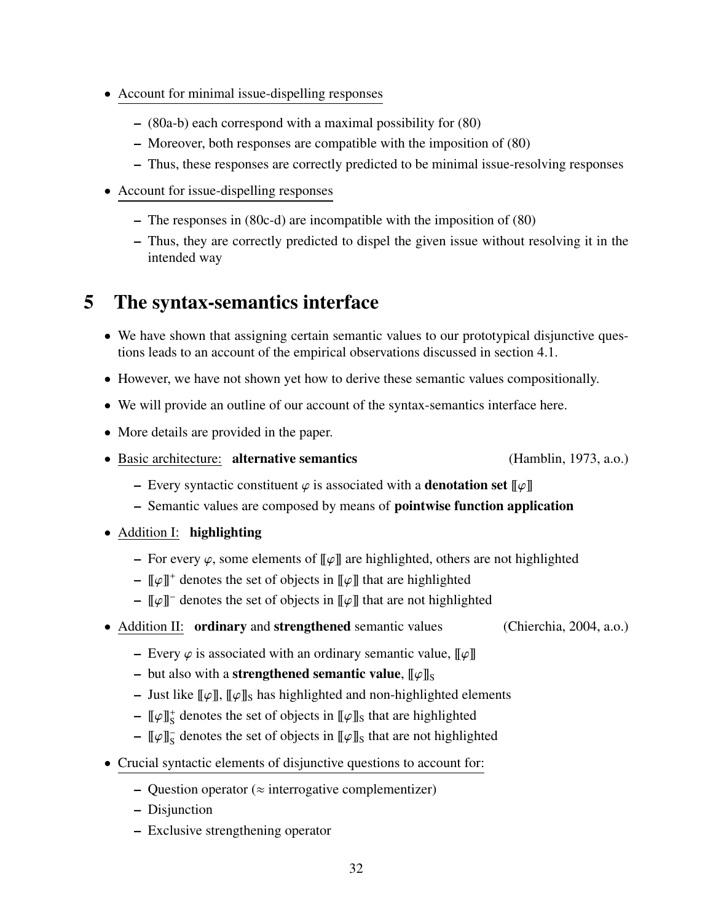- Account for minimal issue-dispelling responses
  - (80a-b) each correspond with a maximal possibility for (80)
  - Moreover, both responses are compatible with the imposition of (80)
  - Thus, these responses are correctly predicted to be minimal issue-resolving responses
- Account for issue-dispelling responses
  - The responses in (80c-d) are incompatible with the imposition of (80)
  - Thus, they are correctly predicted to dispel the given issue without resolving it in the intended way

# 5 The syntax-semantics interface

- We have shown that assigning certain semantic values to our prototypical disjunctive questions leads to an account of the empirical observations discussed in section 4.1.
- However, we have not shown yet how to derive these semantic values compositionally.
- We will provide an outline of our account of the syntax-semantics interface here.
- More details are provided in the paper.
- Basic architecture: **alternative semantics** (Hamblin, 1973, a.o.)
  - Every syntactic constituent $\varphi$ is associated with a **denotation set** $[\![\varphi]\!]$
  - Semantic values are composed by means of **pointwise function application**
- Addition I: **highlighting**
  - For every $\varphi$, some elements of $[\![\varphi]\!]$ are highlighted, others are not highlighted
  - $[\![\varphi]\!]^+$ denotes the set of objects in $[\![\varphi]\!]$ that are highlighted
  - $[\![\varphi]\!]^-$ denotes the set of objects in $[\![\varphi]\!]$ that are not highlighted
- Addition II: **ordinary** and **strengthened** semantic values (Chierchia, 2004, a.o.)
  - Every $\varphi$ is associated with an ordinary semantic value, $[\![\varphi]\!]$
  - but also with a **strengthened semantic value**, $[\![\varphi]\!]_S$
  - Just like $[\![\varphi]\!]$, $[\![\varphi]\!]_S$ has highlighted and non-highlighted elements
  - $[\![\varphi]\!]_S^+$ denotes the set of objects in $[\![\varphi]\!]_S$ that are highlighted
  - $[\![\varphi]\!]_S^-$ denotes the set of objects in $[\![\varphi]\!]_S$ that are not highlighted
- Crucial syntactic elements of disjunctive questions to account for:
  - Question operator ($\approx$ interrogative complementizer)
  - Disjunction
  - Exclusive strengthening operator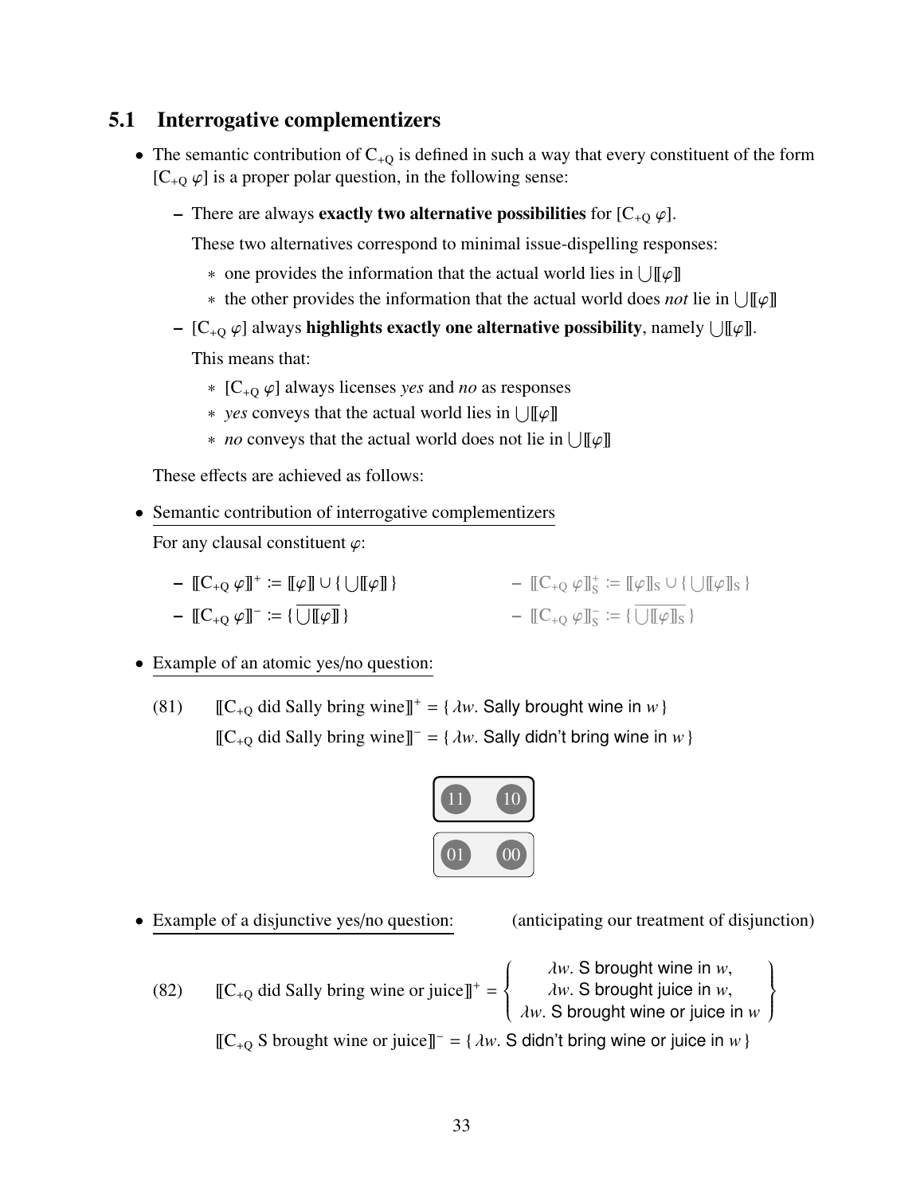## 5.1 Interrogative complementizers

- The semantic contribution of $C_{+Q}$ is defined in such a way that every constituent of the form $[C_{+Q}\ \varphi]$ is a proper polar question, in the following sense:
  - There are always **exactly two alternative possibilities** for $[C_{+Q}\ \varphi]$.

    These two alternatives correspond to minimal issue-dispelling responses:

    - one provides the information that the actual world lies in $\bigcup[\![\varphi]\!]$
    - the other provides the information that the actual world does *not* lie in $\bigcup[\![\varphi]\!]$
  - $[C_{+Q}\ \varphi]$ always **highlights exactly one alternative possibility**, namely $\bigcup[\![\varphi]\!]$.

    This means that:

    - $[C_{+Q}\ \varphi]$ always licenses *yes* and *no* as responses
    - *yes* conveys that the actual world lies in $\bigcup[\![\varphi]\!]$
    - *no* conveys that the actual world does not lie in $\bigcup[\![\varphi]\!]$

  These effects are achieved as follows:

- Semantic contribution of interrogative complementizers

  For any clausal constituent $\varphi$:

  - $[\![C_{+Q}\ \varphi]\!]^{+} := [\![\varphi]\!] \cup \{\bigcup[\![\varphi]\!]\}$
  - $[\![C_{+Q}\ \varphi]\!]^{-} := \{\overline{\bigcup[\![\varphi]\!]}\}$
  - $[\![C_{+Q}\ \varphi]\!]^{+}_{S} := [\![\varphi]\!]_{S} \cup \{\bigcup[\![\varphi]\!]_{S}\}$
  - $[\![C_{+Q}\ \varphi]\!]^{-}_{S} := \{\overline{\bigcup[\![\varphi]\!]_{S}}\}$

- Example of an atomic yes/no question:

(81) $[\![C_{+Q}$ did Sally bring wine$]\!]^{+} = \{\lambda w.$ Sally brought wine in $w\}$

$[\![C_{+Q}$ did Sally bring wine$]\!]^{-} = \{\lambda w.$ Sally didn't bring wine in $w\}$

- Example of a disjunctive yes/no question: (anticipating our treatment of disjunction)

(82) $[\![C_{+Q}$ did Sally bring wine or juice$]\!]^{+} = \left\{ \begin{array}{c} \lambda w.\text{ S brought wine in } w, \\ \lambda w.\text{ S brought juice in } w, \\ \lambda w.\text{ S brought wine or juice in } w \end{array} \right\}$

$[\![C_{+Q}$ S brought wine or juice$]\!]^{-} = \{\lambda w.$ S didn't bring wine or juice in $w\}$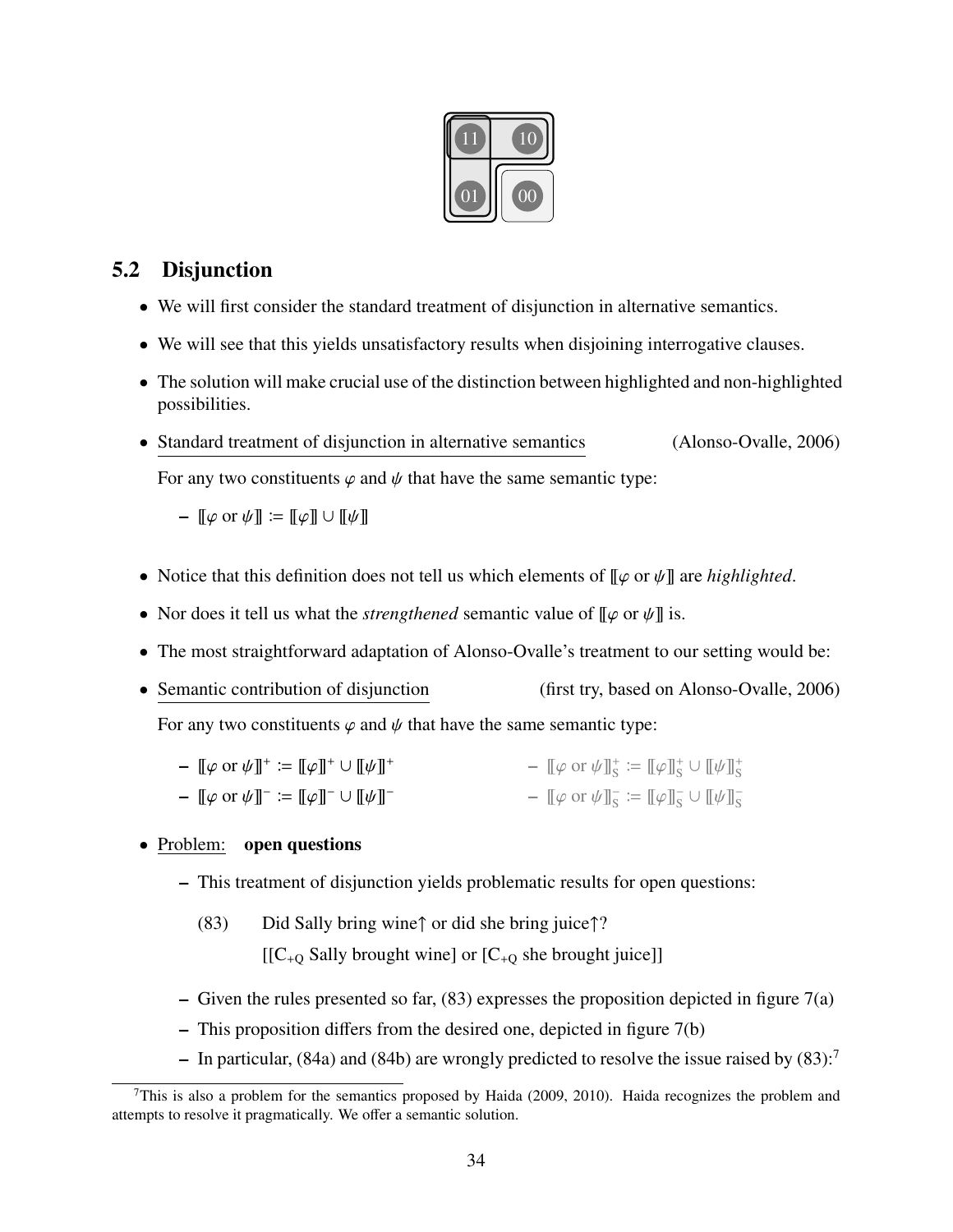## 5.2 Disjunction

- We will first consider the standard treatment of disjunction in alternative semantics.
- We will see that this yields unsatisfactory results when disjoining interrogative clauses.
- The solution will make crucial use of the distinction between highlighted and non-highlighted possibilities.
- Standard treatment of disjunction in alternative semantics (Alonso-Ovalle, 2006)

  For any two constituents $\varphi$ and $\psi$ that have the same semantic type:

  – $[\![\varphi \text{ or } \psi]\!] := [\![\varphi]\!] \cup [\![\psi]\!]$

- Notice that this definition does not tell us which elements of $[\![\varphi \text{ or } \psi]\!]$ are *highlighted*.
- Nor does it tell us what the *strengthened* semantic value of $[\![\varphi \text{ or } \psi]\!]$ is.
- The most straightforward adaptation of Alonso-Ovalle's treatment to our setting would be:
- Semantic contribution of disjunction (first try, based on Alonso-Ovalle, 2006)

  For any two constituents $\varphi$ and $\psi$ that have the same semantic type:

  – $[\![\varphi \text{ or } \psi]\!]^{+} := [\![\varphi]\!]^{+} \cup [\![\psi]\!]^{+}$ – $[\![\varphi \text{ or } \psi]\!]^{+}_{S} := [\![\varphi]\!]^{+}_{S} \cup [\![\psi]\!]^{+}_{S}$

  – $[\![\varphi \text{ or } \psi]\!]^{-} := [\![\varphi]\!]^{-} \cup [\![\psi]\!]^{-}$ – $[\![\varphi \text{ or } \psi]\!]^{-}_{S} := [\![\varphi]\!]^{-}_{S} \cup [\![\psi]\!]^{-}_{S}$

- Problem: **open questions**
  – This treatment of disjunction yields problematic results for open questions:

    (83) Did Sally bring wine↑ or did she bring juice↑?
    [[$C_{+Q}$ Sally brought wine] or [$C_{+Q}$ she brought juice]]

  – Given the rules presented so far, (83) expresses the proposition depicted in figure 7(a)
  – This proposition differs from the desired one, depicted in figure 7(b)
  – In particular, (84a) and (84b) are wrongly predicted to resolve the issue raised by (83):[7]

[7] This is also a problem for the semantics proposed by Haida (2009, 2010). Haida recognizes the problem and attempts to resolve it pragmatically. We offer a semantic solution.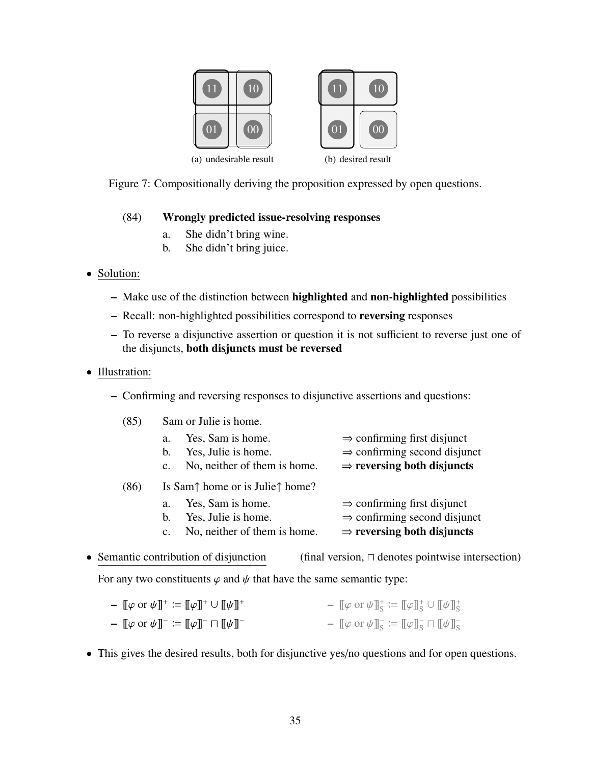(a) undesirable result

(b) desired result

Figure 7: Compositionally deriving the proposition expressed by open questions.

(84) **Wrongly predicted issue-resolving responses**

a. She didn't bring wine.

b. She didn't bring juice.

- Solution:
  - Make use of the distinction between **highlighted** and **non-highlighted** possibilities
  - Recall: non-highlighted possibilities correspond to **reversing** responses
  - To reverse a disjunctive assertion or question it is not sufficient to reverse just one of the disjuncts, **both disjuncts must be reversed**

- Illustration:
  - Confirming and reversing responses to disjunctive assertions and questions:

(85) Sam or Julie is home.

| | | |
|---|---|---|
| a. | Yes, Sam is home. | ⇒ confirming first disjunct |
| b. | Yes, Julie is home. | ⇒ confirming second disjunct |
| c. | No, neither of them is home. | ⇒ **reversing both disjuncts** |

(86) Is Sam↑ home or is Julie↑ home?

| | | |
|---|---|---|
| a. | Yes, Sam is home. | ⇒ confirming first disjunct |
| b. | Yes, Julie is home. | ⇒ confirming second disjunct |
| c. | No, neither of them is home. | ⇒ **reversing both disjuncts** |

- Semantic contribution of disjunction (final version, $\sqcap$ denotes pointwise intersection)

  For any two constituents $\varphi$ and $\psi$ that have the same semantic type:

  - $[\![\varphi \text{ or } \psi]\!]^+ := [\![\varphi]\!]^+ \cup [\![\psi]\!]^+$
  - $[\![\varphi \text{ or } \psi]\!]^- := [\![\varphi]\!]^- \sqcap [\![\psi]\!]^-$
  - $[\![\varphi \text{ or } \psi]\!]^+_S := [\![\varphi]\!]^+_S \cup [\![\psi]\!]^+_S$
  - $[\![\varphi \text{ or } \psi]\!]^-_S := [\![\varphi]\!]^-_S \sqcap [\![\psi]\!]^-_S$

- This gives the desired results, both for disjunctive yes/no questions and for open questions.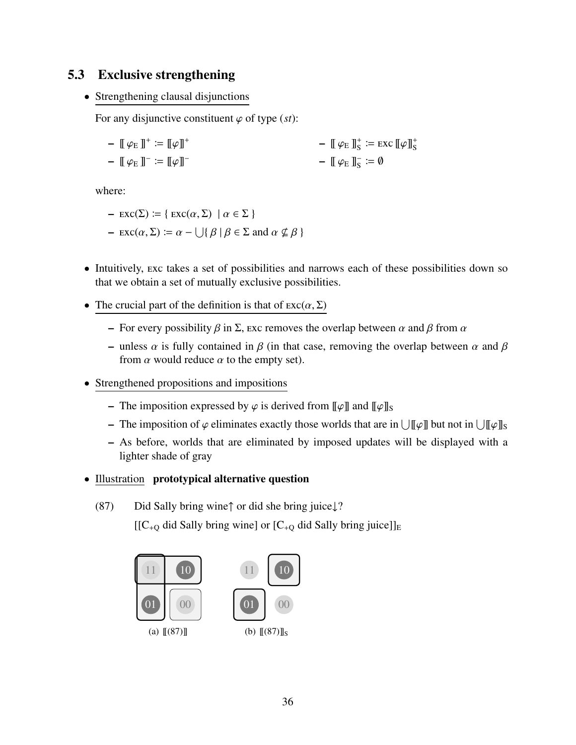## 5.3 Exclusive strengthening

- Strengthening clausal disjunctions

  For any disjunctive constituent $\varphi$ of type $(st)$:

  - $[\![\, \varphi_{\text{E}} \,]\!]^+ := [\![\varphi]\!]^+$
  - $[\![\, \varphi_{\text{E}} \,]\!]^- := [\![\varphi]\!]^-$
  - $[\![\, \varphi_{\text{E}} \,]\!]^+_{\text{S}} := \textsc{exc}\,[\![\varphi]\!]^+_{\text{S}}$
  - $[\![\, \varphi_{\text{E}} \,]\!]^-_{\text{S}} := \emptyset$

  where:

  - $\textsc{exc}(\Sigma) := \{ \textsc{exc}(\alpha, \Sigma) \mid \alpha \in \Sigma \}$
  - $\textsc{exc}(\alpha, \Sigma) := \alpha - \bigcup\{ \beta \mid \beta \in \Sigma \text{ and } \alpha \not\subseteq \beta \}$

- Intuitively, $\textsc{exc}$ takes a set of possibilities and narrows each of these possibilities down so that we obtain a set of mutually exclusive possibilities.

- The crucial part of the definition is that of $\textsc{exc}(\alpha, \Sigma)$

  - For every possibility $\beta$ in $\Sigma$, $\textsc{exc}$ removes the overlap between $\alpha$ and $\beta$ from $\alpha$
  - unless $\alpha$ is fully contained in $\beta$ (in that case, removing the overlap between $\alpha$ and $\beta$ from $\alpha$ would reduce $\alpha$ to the empty set).

- Strengthened propositions and impositions

  - The imposition expressed by $\varphi$ is derived from $[\![\varphi]\!]$ and $[\![\varphi]\!]_{\text{S}}$
  - The imposition of $\varphi$ eliminates exactly those worlds that are in $\bigcup[\![\varphi]\!]$ but not in $\bigcup[\![\varphi]\!]_{\text{S}}$
  - As before, worlds that are eliminated by imposed updates will be displayed with a lighter shade of gray

- Illustration **prototypical alternative question**

(87) Did Sally bring wine↑ or did she bring juice↓?

[[C$_{+\text{Q}}$ did Sally bring wine] or [C$_{+\text{Q}}$ did Sally bring juice]]$_{\text{E}}$

(a) $[\![(87)]\!]$ (b) $[\![(87)]\!]_{\text{S}}$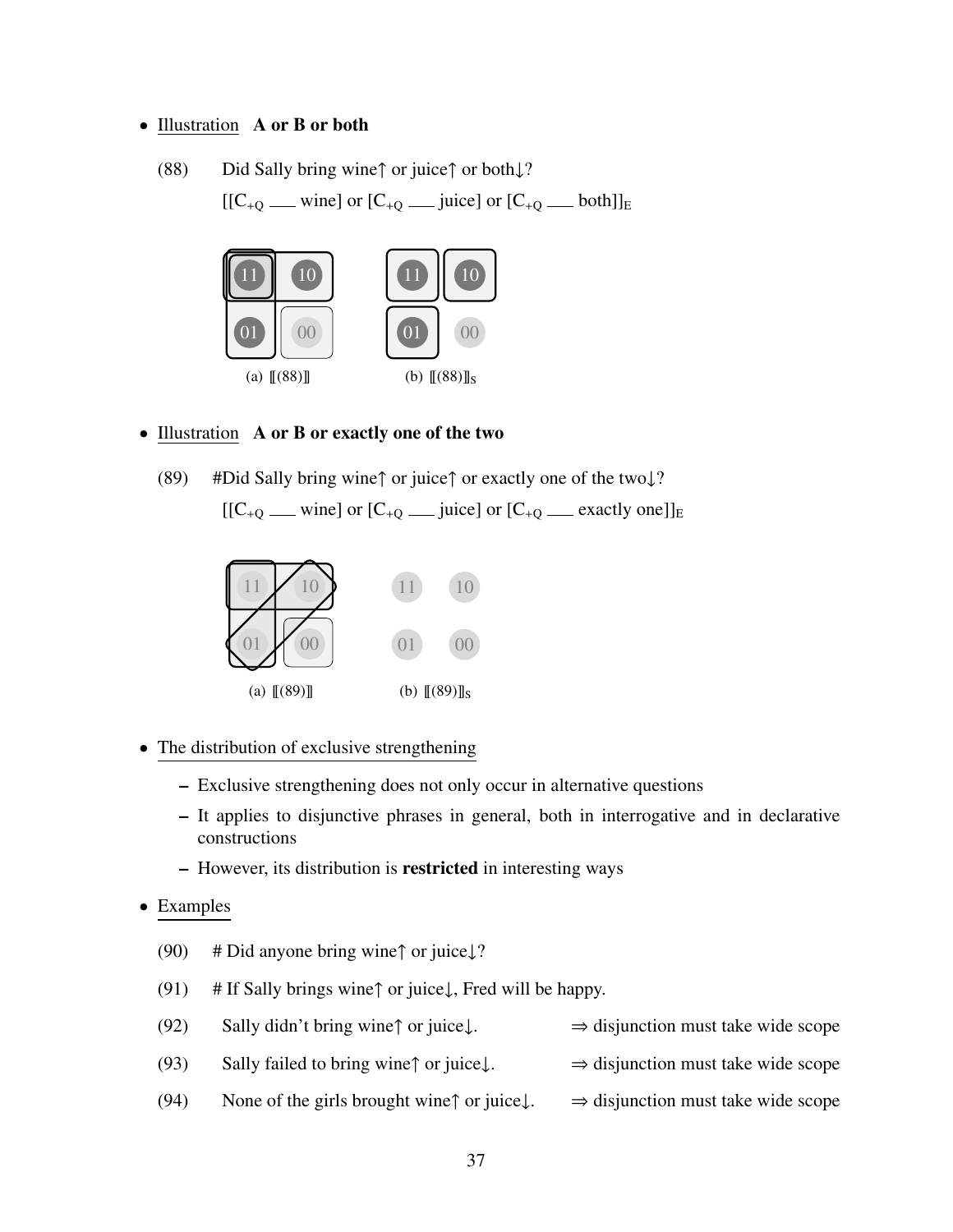- Illustration **A or B or both**

(88) Did Sally bring wine↑ or juice↑ or both↓?

[[$C_{+Q}$ ___ wine] or [$C_{+Q}$ ___ juice] or [$C_{+Q}$ ___ both]]$_E$

(a) ⟦(88)⟧ (b) ⟦(88)⟧$_S$

- Illustration **A or B or exactly one of the two**

(89) #Did Sally bring wine↑ or juice↑ or exactly one of the two↓?

[[$C_{+Q}$ ___ wine] or [$C_{+Q}$ ___ juice] or [$C_{+Q}$ ___ exactly one]]$_E$

(a) ⟦(89)⟧ (b) ⟦(89)⟧$_S$

- The distribution of exclusive strengthening
  - Exclusive strengthening does not only occur in alternative questions
  - It applies to disjunctive phrases in general, both in interrogative and in declarative constructions
  - However, its distribution is **restricted** in interesting ways

- Examples

(90) # Did anyone bring wine↑ or juice↓?

(91) # If Sally brings wine↑ or juice↓, Fred will be happy.

(92) Sally didn't bring wine↑ or juice↓. ⇒ disjunction must take wide scope

(93) Sally failed to bring wine↑ or juice↓. ⇒ disjunction must take wide scope

(94) None of the girls brought wine↑ or juice↓. ⇒ disjunction must take wide scope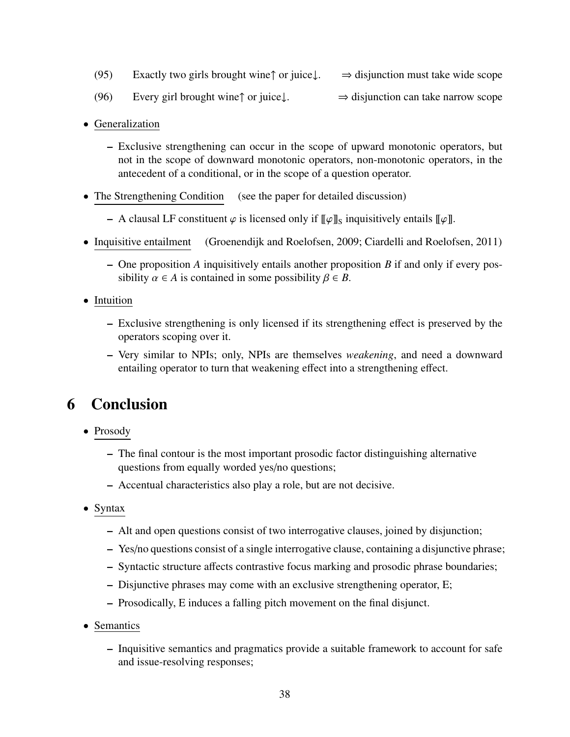(95) Exactly two girls brought wine↑ or juice↓. ⇒ disjunction must take wide scope

(96) Every girl brought wine↑ or juice↓. ⇒ disjunction can take narrow scope

- Generalization
  - Exclusive strengthening can occur in the scope of upward monotonic operators, but not in the scope of downward monotonic operators, non-monotonic operators, in the antecedent of a conditional, or in the scope of a question operator.
- The Strengthening Condition (see the paper for detailed discussion)
  - A clausal LF constituent $\varphi$ is licensed only if $[\![\varphi]\!]_S$ inquisitively entails $[\![\varphi]\!]$.
- Inquisitive entailment (Groenendijk and Roelofsen, 2009; Ciardelli and Roelofsen, 2011)
  - One proposition $A$ inquisitively entails another proposition $B$ if and only if every possibility $\alpha \in A$ is contained in some possibility $\beta \in B$.
- Intuition
  - Exclusive strengthening is only licensed if its strengthening effect is preserved by the operators scoping over it.
  - Very similar to NPIs; only, NPIs are themselves *weakening*, and need a downward entailing operator to turn that weakening effect into a strengthening effect.

# 6 Conclusion

- Prosody
  - The final contour is the most important prosodic factor distinguishing alternative questions from equally worded yes/no questions;
  - Accentual characteristics also play a role, but are not decisive.
- Syntax
  - Alt and open questions consist of two interrogative clauses, joined by disjunction;
  - Yes/no questions consist of a single interrogative clause, containing a disjunctive phrase;
  - Syntactic structure affects contrastive focus marking and prosodic phrase boundaries;
  - Disjunctive phrases may come with an exclusive strengthening operator, E;
  - Prosodically, E induces a falling pitch movement on the final disjunct.
- Semantics
  - Inquisitive semantics and pragmatics provide a suitable framework to account for safe and issue-resolving responses;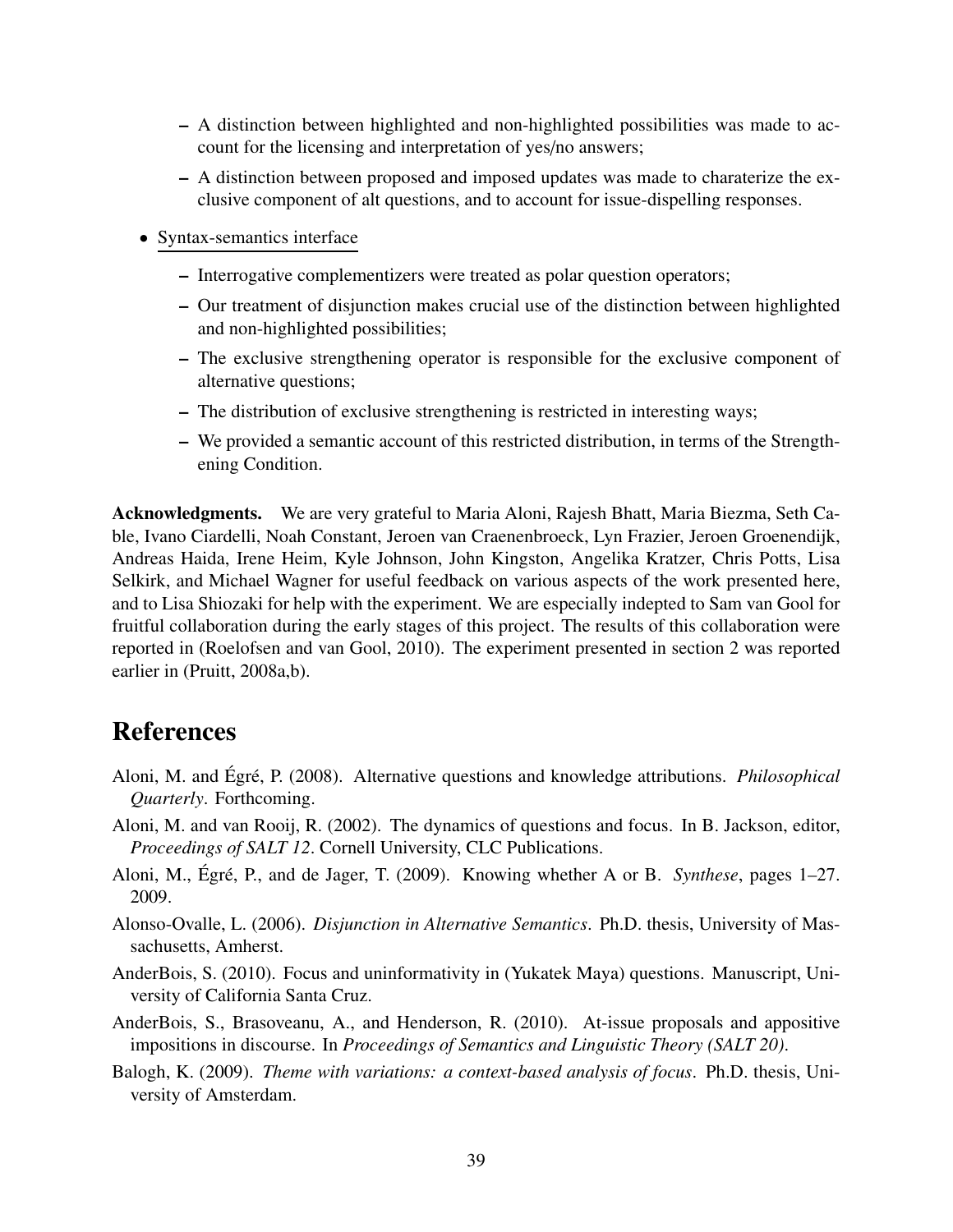- A distinction between highlighted and non-highlighted possibilities was made to account for the licensing and interpretation of yes/no answers;
  - A distinction between proposed and imposed updates was made to charaterize the exclusive component of alt questions, and to account for issue-dispelling responses.

- Syntax-semantics interface
  - Interrogative complementizers were treated as polar question operators;
  - Our treatment of disjunction makes crucial use of the distinction between highlighted and non-highlighted possibilities;
  - The exclusive strengthening operator is responsible for the exclusive component of alternative questions;
  - The distribution of exclusive strengthening is restricted in interesting ways;
  - We provided a semantic account of this restricted distribution, in terms of the Strengthening Condition.

**Acknowledgments.** We are very grateful to Maria Aloni, Rajesh Bhatt, Maria Biezma, Seth Cable, Ivano Ciardelli, Noah Constant, Jeroen van Craenenbroeck, Lyn Frazier, Jeroen Groenendijk, Andreas Haida, Irene Heim, Kyle Johnson, John Kingston, Angelika Kratzer, Chris Potts, Lisa Selkirk, and Michael Wagner for useful feedback on various aspects of the work presented here, and to Lisa Shiozaki for help with the experiment. We are especially indepted to Sam van Gool for fruitful collaboration during the early stages of this project. The results of this collaboration were reported in (Roelofsen and van Gool, 2010). The experiment presented in section 2 was reported earlier in (Pruitt, 2008a,b).

# References

Aloni, M. and Égré, P. (2008). Alternative questions and knowledge attributions. *Philosophical Quarterly*. Forthcoming.

Aloni, M. and van Rooij, R. (2002). The dynamics of questions and focus. In B. Jackson, editor, *Proceedings of SALT 12*. Cornell University, CLC Publications.

Aloni, M., Égré, P., and de Jager, T. (2009). Knowing whether A or B. *Synthese*, pages 1–27. 2009.

Alonso-Ovalle, L. (2006). *Disjunction in Alternative Semantics*. Ph.D. thesis, University of Massachusetts, Amherst.

AnderBois, S. (2010). Focus and uninformativity in (Yukatek Maya) questions. Manuscript, University of California Santa Cruz.

AnderBois, S., Brasoveanu, A., and Henderson, R. (2010). At-issue proposals and appositive impositions in discourse. In *Proceedings of Semantics and Linguistic Theory (SALT 20)*.

Balogh, K. (2009). *Theme with variations: a context-based analysis of focus*. Ph.D. thesis, University of Amsterdam.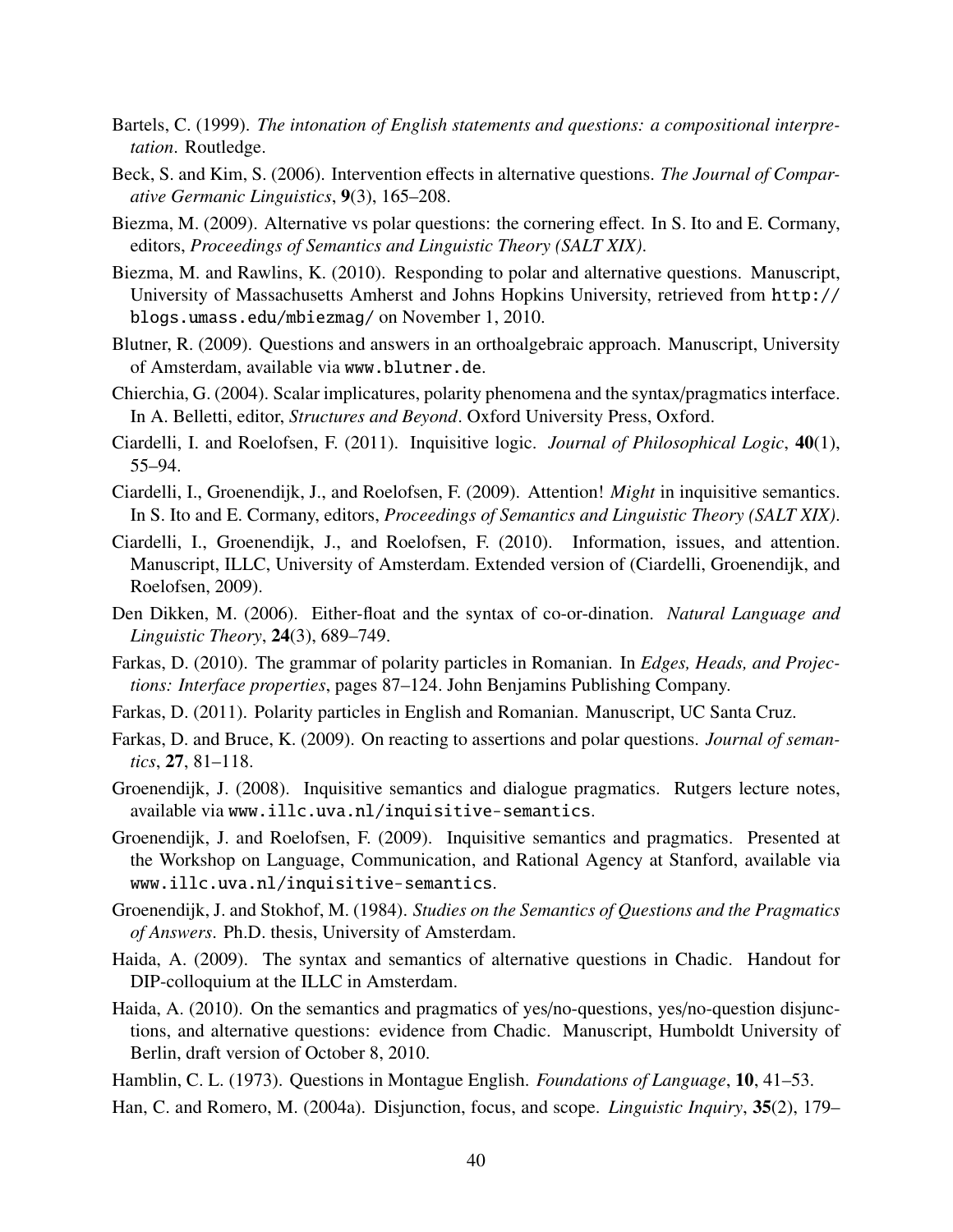Bartels, C. (1999). *The intonation of English statements and questions: a compositional interpretation*. Routledge.

Beck, S. and Kim, S. (2006). Intervention effects in alternative questions. *The Journal of Comparative Germanic Linguistics*, **9**(3), 165–208.

Biezma, M. (2009). Alternative vs polar questions: the cornering effect. In S. Ito and E. Cormany, editors, *Proceedings of Semantics and Linguistic Theory (SALT XIX)*.

Biezma, M. and Rawlins, K. (2010). Responding to polar and alternative questions. Manuscript, University of Massachusetts Amherst and Johns Hopkins University, retrieved from http://blogs.umass.edu/mbiezmag/ on November 1, 2010.

Blutner, R. (2009). Questions and answers in an orthoalgebraic approach. Manuscript, University of Amsterdam, available via www.blutner.de.

Chierchia, G. (2004). Scalar implicatures, polarity phenomena and the syntax/pragmatics interface. In A. Belletti, editor, *Structures and Beyond*. Oxford University Press, Oxford.

Ciardelli, I. and Roelofsen, F. (2011). Inquisitive logic. *Journal of Philosophical Logic*, **40**(1), 55–94.

Ciardelli, I., Groenendijk, J., and Roelofsen, F. (2009). Attention! *Might* in inquisitive semantics. In S. Ito and E. Cormany, editors, *Proceedings of Semantics and Linguistic Theory (SALT XIX)*.

Ciardelli, I., Groenendijk, J., and Roelofsen, F. (2010). Information, issues, and attention. Manuscript, ILLC, University of Amsterdam. Extended version of (Ciardelli, Groenendijk, and Roelofsen, 2009).

Den Dikken, M. (2006). Either-float and the syntax of co-or-dination. *Natural Language and Linguistic Theory*, **24**(3), 689–749.

Farkas, D. (2010). The grammar of polarity particles in Romanian. In *Edges, Heads, and Projections: Interface properties*, pages 87–124. John Benjamins Publishing Company.

Farkas, D. (2011). Polarity particles in English and Romanian. Manuscript, UC Santa Cruz.

Farkas, D. and Bruce, K. (2009). On reacting to assertions and polar questions. *Journal of semantics*, **27**, 81–118.

Groenendijk, J. (2008). Inquisitive semantics and dialogue pragmatics. Rutgers lecture notes, available via www.illc.uva.nl/inquisitive-semantics.

Groenendijk, J. and Roelofsen, F. (2009). Inquisitive semantics and pragmatics. Presented at the Workshop on Language, Communication, and Rational Agency at Stanford, available via www.illc.uva.nl/inquisitive-semantics.

Groenendijk, J. and Stokhof, M. (1984). *Studies on the Semantics of Questions and the Pragmatics of Answers*. Ph.D. thesis, University of Amsterdam.

Haida, A. (2009). The syntax and semantics of alternative questions in Chadic. Handout for DIP-colloquium at the ILLC in Amsterdam.

Haida, A. (2010). On the semantics and pragmatics of yes/no-questions, yes/no-question disjunctions, and alternative questions: evidence from Chadic. Manuscript, Humboldt University of Berlin, draft version of October 8, 2010.

Hamblin, C. L. (1973). Questions in Montague English. *Foundations of Language*, **10**, 41–53.

Han, C. and Romero, M. (2004a). Disjunction, focus, and scope. *Linguistic Inquiry*, **35**(2), 179–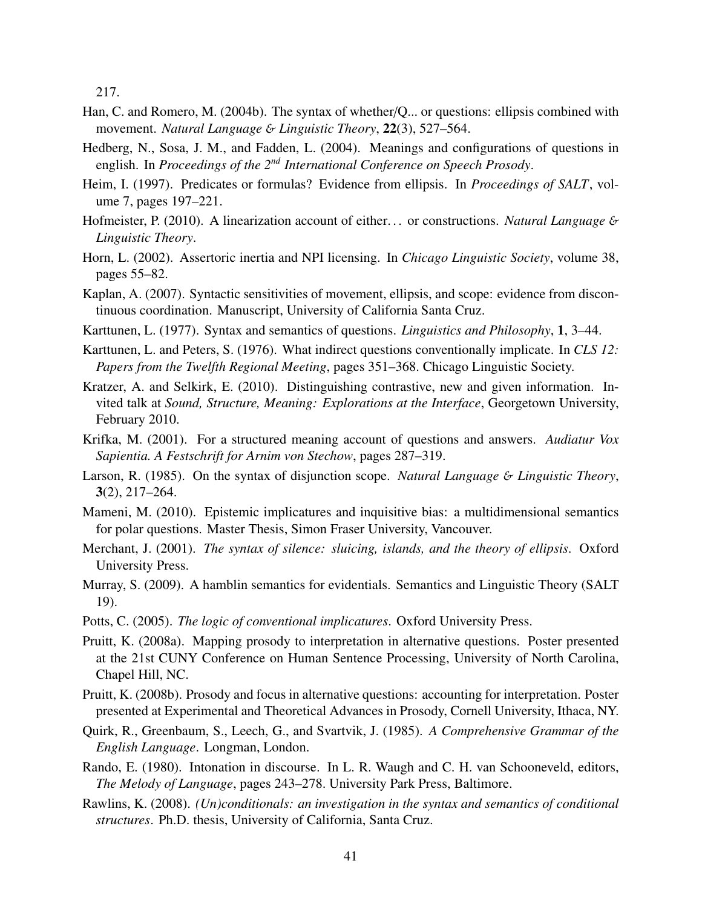217.

Han, C. and Romero, M. (2004b). The syntax of whether/Q... or questions: ellipsis combined with movement. *Natural Language & Linguistic Theory*, **22**(3), 527–564.

Hedberg, N., Sosa, J. M., and Fadden, L. (2004). Meanings and configurations of questions in english. In *Proceedings of the 2nd International Conference on Speech Prosody*.

Heim, I. (1997). Predicates or formulas? Evidence from ellipsis. In *Proceedings of SALT*, volume 7, pages 197–221.

Hofmeister, P. (2010). A linearization account of either... or constructions. *Natural Language & Linguistic Theory*.

Horn, L. (2002). Assertoric inertia and NPI licensing. In *Chicago Linguistic Society*, volume 38, pages 55–82.

Kaplan, A. (2007). Syntactic sensitivities of movement, ellipsis, and scope: evidence from discontinuous coordination. Manuscript, University of California Santa Cruz.

Karttunen, L. (1977). Syntax and semantics of questions. *Linguistics and Philosophy*, **1**, 3–44.

Karttunen, L. and Peters, S. (1976). What indirect questions conventionally implicate. In *CLS 12: Papers from the Twelfth Regional Meeting*, pages 351–368. Chicago Linguistic Society.

Kratzer, A. and Selkirk, E. (2010). Distinguishing contrastive, new and given information. Invited talk at *Sound, Structure, Meaning: Explorations at the Interface*, Georgetown University, February 2010.

Krifka, M. (2001). For a structured meaning account of questions and answers. *Audiatur Vox Sapientia. A Festschrift for Arnim von Stechow*, pages 287–319.

Larson, R. (1985). On the syntax of disjunction scope. *Natural Language & Linguistic Theory*, **3**(2), 217–264.

Mameni, M. (2010). Epistemic implicatures and inquisitive bias: a multidimensional semantics for polar questions. Master Thesis, Simon Fraser University, Vancouver.

Merchant, J. (2001). *The syntax of silence: sluicing, islands, and the theory of ellipsis*. Oxford University Press.

Murray, S. (2009). A hamblin semantics for evidentials. Semantics and Linguistic Theory (SALT 19).

Potts, C. (2005). *The logic of conventional implicatures*. Oxford University Press.

Pruitt, K. (2008a). Mapping prosody to interpretation in alternative questions. Poster presented at the 21st CUNY Conference on Human Sentence Processing, University of North Carolina, Chapel Hill, NC.

Pruitt, K. (2008b). Prosody and focus in alternative questions: accounting for interpretation. Poster presented at Experimental and Theoretical Advances in Prosody, Cornell University, Ithaca, NY.

Quirk, R., Greenbaum, S., Leech, G., and Svartvik, J. (1985). *A Comprehensive Grammar of the English Language*. Longman, London.

Rando, E. (1980). Intonation in discourse. In L. R. Waugh and C. H. van Schooneveld, editors, *The Melody of Language*, pages 243–278. University Park Press, Baltimore.

Rawlins, K. (2008). *(Un)conditionals: an investigation in the syntax and semantics of conditional structures*. Ph.D. thesis, University of California, Santa Cruz.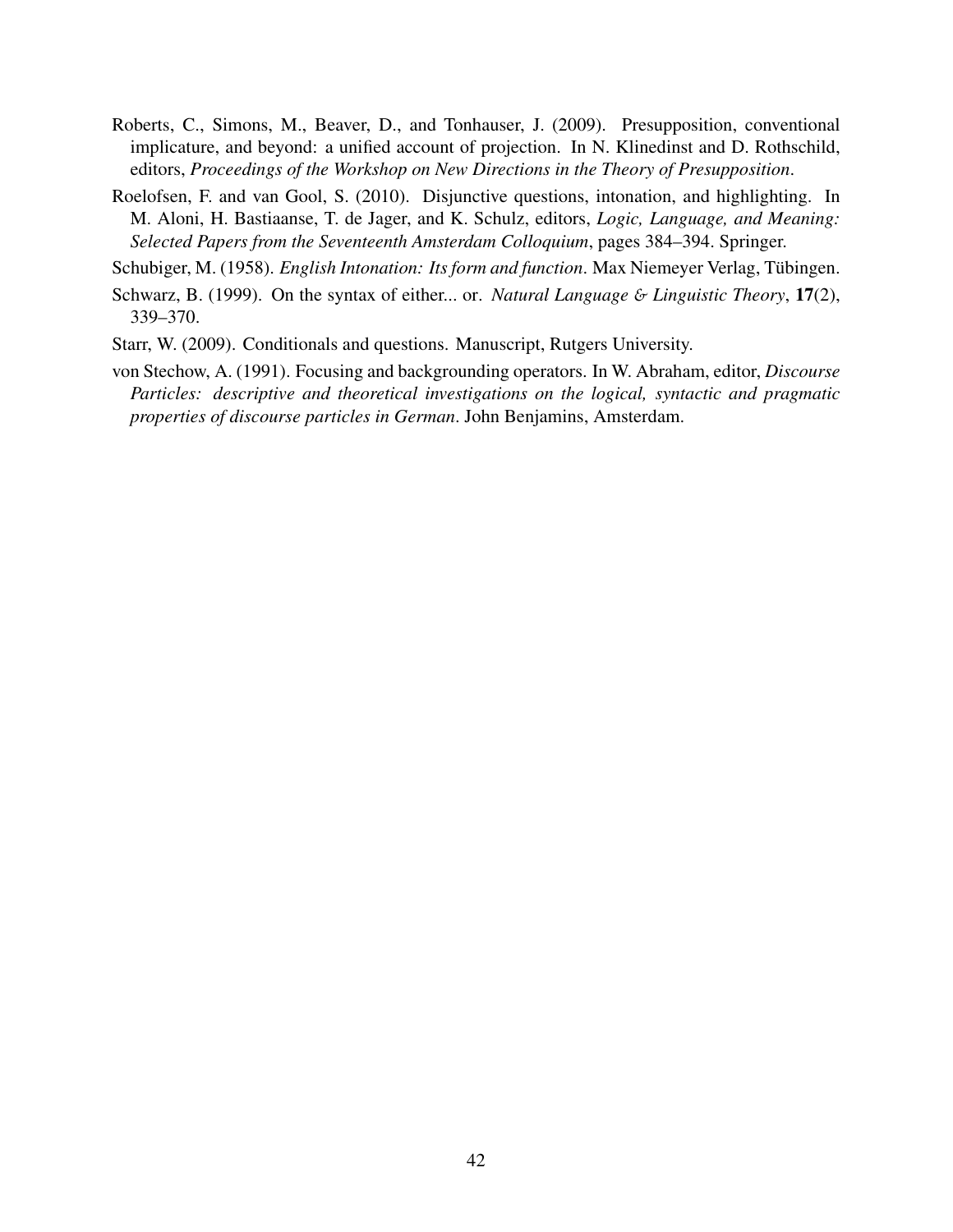Roberts, C., Simons, M., Beaver, D., and Tonhauser, J. (2009). Presupposition, conventional implicature, and beyond: a unified account of projection. In N. Klinedinst and D. Rothschild, editors, *Proceedings of the Workshop on New Directions in the Theory of Presupposition*.

Roelofsen, F. and van Gool, S. (2010). Disjunctive questions, intonation, and highlighting. In M. Aloni, H. Bastiaanse, T. de Jager, and K. Schulz, editors, *Logic, Language, and Meaning: Selected Papers from the Seventeenth Amsterdam Colloquium*, pages 384–394. Springer.

Schubiger, M. (1958). *English Intonation: Its form and function*. Max Niemeyer Verlag, Tübingen.

Schwarz, B. (1999). On the syntax of either... or. *Natural Language & Linguistic Theory*, **17**(2), 339–370.

Starr, W. (2009). Conditionals and questions. Manuscript, Rutgers University.

von Stechow, A. (1991). Focusing and backgrounding operators. In W. Abraham, editor, *Discourse Particles: descriptive and theoretical investigations on the logical, syntactic and pragmatic properties of discourse particles in German*. John Benjamins, Amsterdam.